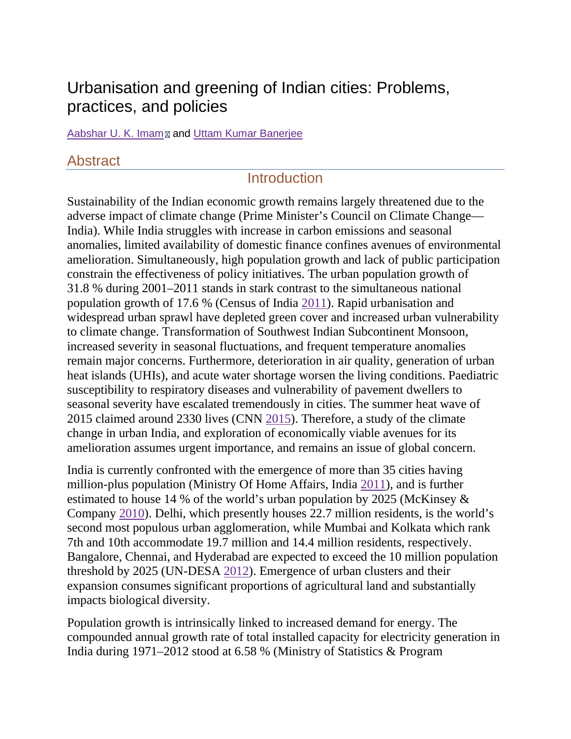# Urbanisation and greening of Indian cities: Problems, practices, and policies

Aabshar U. K. Imam and Uttam Kumar Banerjee

## Abstract

## Introduction

Sustainability of the Indian economic growth remains largely threatened due to the adverse impact of climate change (Prime Minister's Council on Climate Change—India). While India struggles with increase in carbon emissions and seasonal anomalies, limited availability of domestic finance confines avenues of environmental amelioration. Simultaneously, high population growth and lack of public participation constrain the effectiveness of policy initiatives. The urban population growth of 31.8 % during 2001–2011 stands in stark contrast to the simultaneous national population growth of 17.6 % (Census of India 2011). Rapid urbanisation and widespread urban sprawl have depleted green cover and increased urban vulnerability to climate change. Transformation of Southwest Indian Subcontinent Monsoon, increased severity in seasonal fluctuations, and frequent temperature anomalies remain major concerns. Furthermore, deterioration in air quality, generation of urban heat islands (UHIs), and acute water shortage worsen the living conditions. Paediatric susceptibility to respiratory diseases and vulnerability of pavement dwellers to seasonal severity have escalated tremendously in cities. The summer heat wave of 2015 claimed around 2330 lives (CNN 2015). Therefore, a study of the climate change in urban India, and exploration of economically viable avenues for its amelioration assumes urgent importance, and remains an issue of global concern.

India is currently confronted with the emergence of more than 35 cities having million-plus population (Ministry Of Home Affairs, India 2011), and is further estimated to house 14 % of the world's urban population by 2025 (McKinsey & Company 2010). Delhi, which presently houses 22.7 million residents, is the world's second most populous urban agglomeration, while Mumbai and Kolkata which rank 7th and 10th accommodate 19.7 million and 14.4 million residents, respectively. Bangalore, Chennai, and Hyderabad are expected to exceed the 10 million population threshold by 2025 (UN-DESA 2012). Emergence of urban clusters and their expansion consumes significant proportions of agricultural land and substantially impacts biological diversity.

Population growth is intrinsically linked to increased demand for energy. The compounded annual growth rate of total installed capacity for electricity generation in India during 1971–2012 stood at 6.58 % (Ministry of Statistics & Program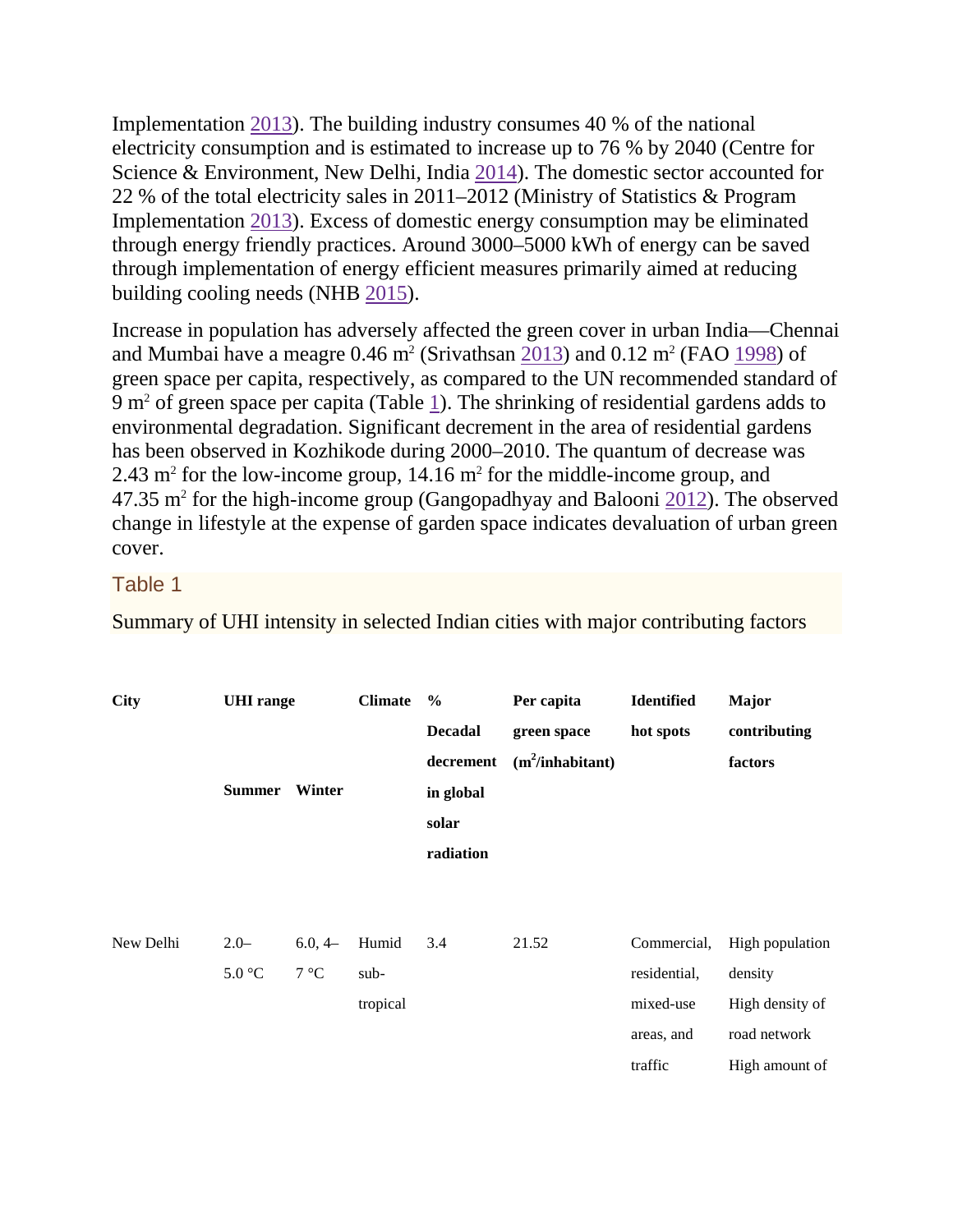Implementation 2013). The building industry consumes 40 % of the national electricity consumption and is estimated to increase up to 76 % by 2040 (Centre for Science & Environment, New Delhi, India 2014). The domestic sector accounted for 22 % of the total electricity sales in 2011–2012 (Ministry of Statistics & Program Implementation 2013). Excess of domestic energy consumption may be eliminated through energy friendly practices. Around 3000–5000 kWh of energy can be saved through implementation of energy efficient measures primarily aimed at reducing building cooling needs (NHB 2015).

Increase in population has adversely affected the green cover in urban India—Chennai and Mumbai have a meagre 0.46 $m^2$ (Srivathsan 2013) and 0.12 $m^2$ (FAO 1998) of green space per capita, respectively, as compared to the UN recommended standard of 9 $m^2$ of green space per capita (Table 1). The shrinking of residential gardens adds to environmental degradation. Significant decrement in the area of residential gardens has been observed in Kozhikode during 2000–2010. The quantum of decrease was 2.43 $m^2$ for the low-income group, 14.16 $m^2$ for the middle-income group, and 47.35 $m^2$ for the high-income group (Gangopadhyay and Balooni 2012). The observed change in lifestyle at the expense of garden space indicates devaluation of urban green cover.

## Table 1

Summary of UHI intensity in selected Indian cities with major contributing factors

| City | UHI range | | Climate | % Decadal decrement in global solar radiation | Per capita green space ($m^2$/inhabitant) | Identified hot spots | Major contributing factors |
|---|---|---|---|---|---|---|---|
| | Summer | Winter | | | | | |
| New Delhi | 2.0–5.0 °C | 6.0, 4–7 °C | Humid sub-tropical | 3.4 | 21.52 | Commercial, residential, mixed-use areas, and traffic | High population density<br>High density of road network<br>High amount of |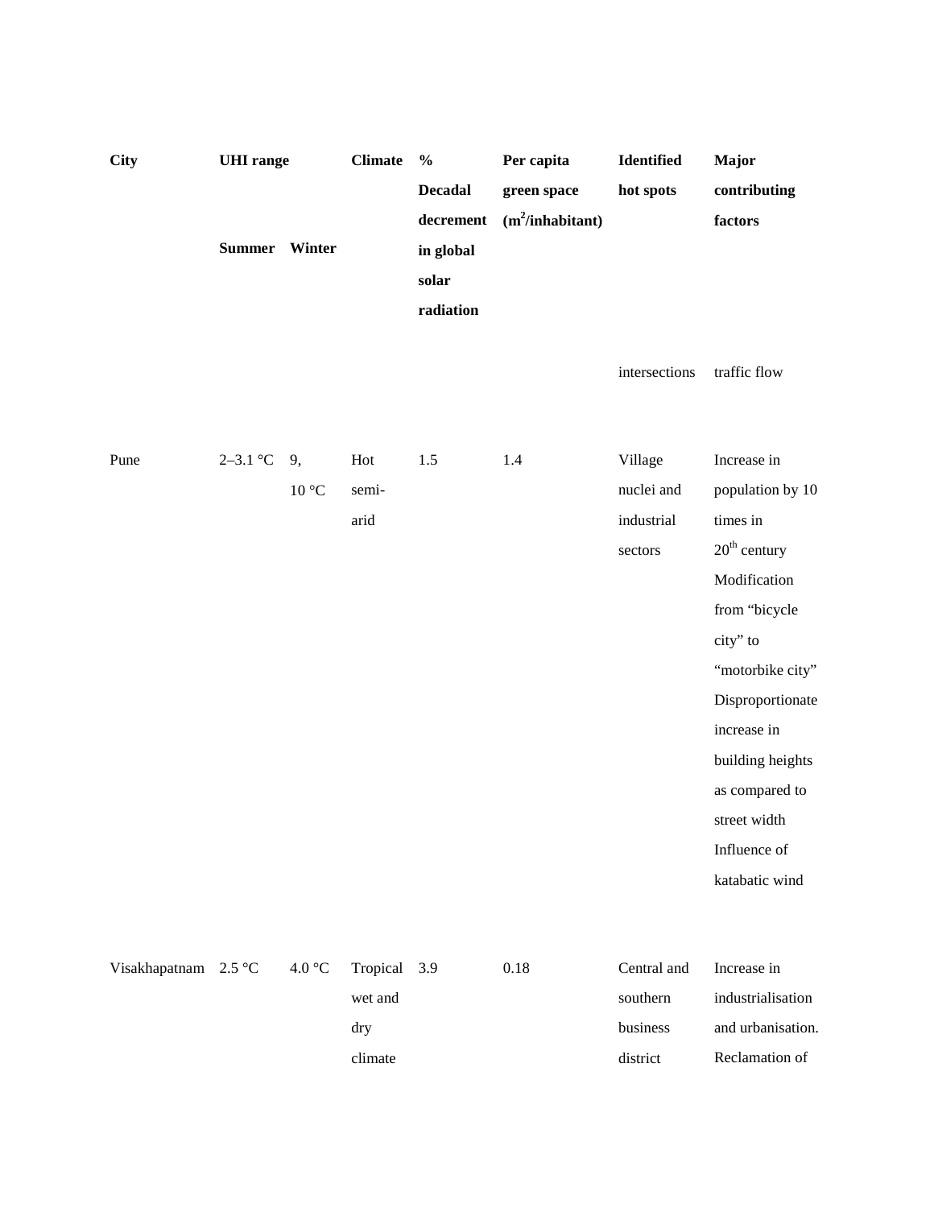| City | UHI range | | Climate | % Decadal decrement in global solar radiation | Per capita green space ($m^2$/inhabitant) | Identified hot spots | Major contributing factors |
|---|---|---|---|---|---|---|---|
| | Summer | Winter | | | | | |
| | | | | | | intersections | traffic flow |
| Pune | 2–3.1 °C | 9, 10 °C | Hot semi-arid | 1.5 | 1.4 | Village nuclei and industrial sectors | Increase in population by 10 times in 20th century Modification from "bicycle city" to "motorbike city" Disproportionate increase in building heights as compared to street width Influence of katabatic wind |
| Visakhapatnam | 2.5 °C | 4.0 °C | Tropical wet and dry climate | 3.9 | 0.18 | Central and southern business district | Increase in industrialisation and urbanisation. Reclamation of |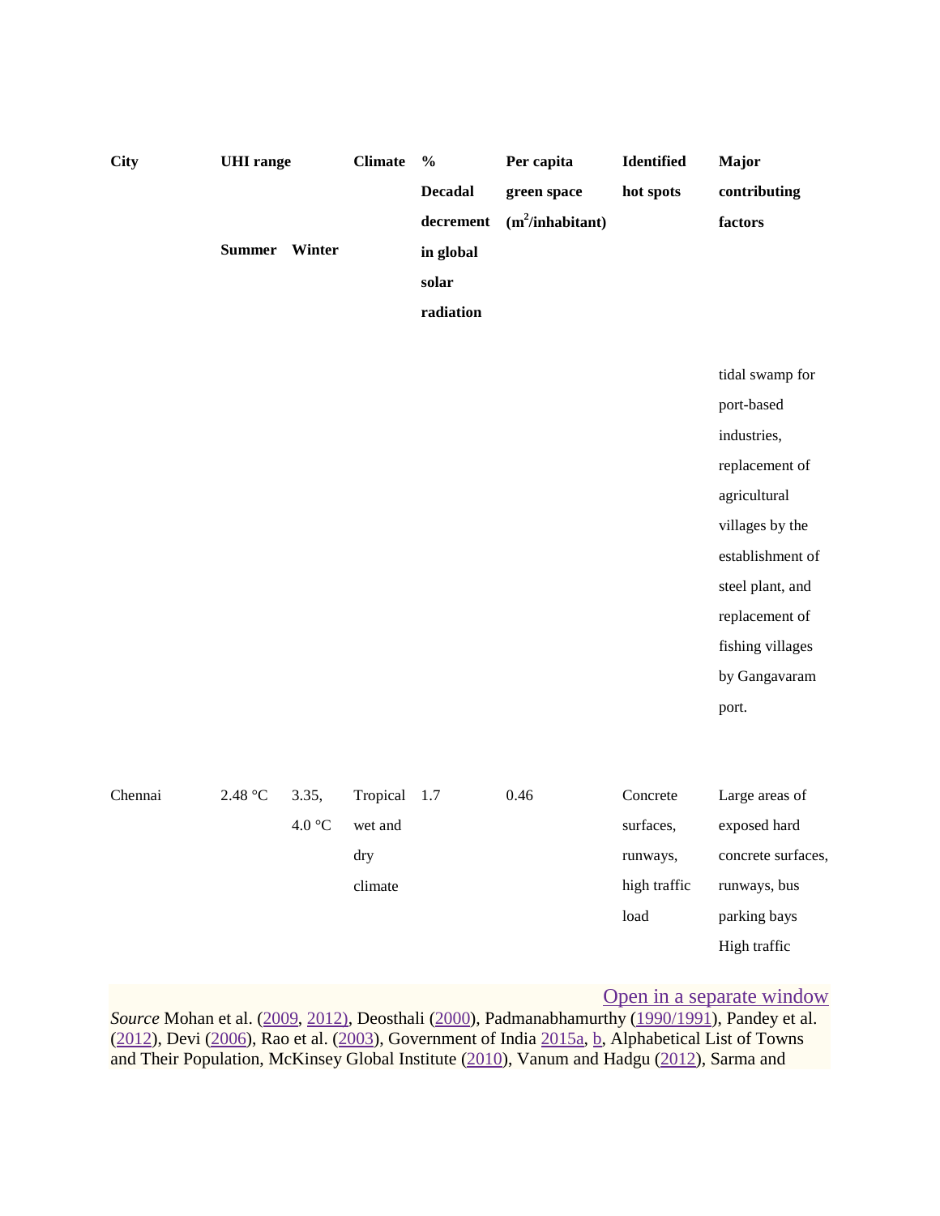| City | UHI range | | Climate | % Decadal decrement in global solar radiation | Per capita green space ($m^2$/inhabitant) | Identified hot spots | Major contributing factors |
|---|---|---|---|---|---|---|---|
| | Summer | Winter | | | | | |
| | | | | | | | tidal swamp for port-based industries, replacement of agricultural villages by the establishment of steel plant, and replacement of fishing villages by Gangavaram port. |
| Chennai | 2.48 °C | 3.35, 4.0 °C | Tropical wet and dry climate | 1.7 | 0.46 | Concrete surfaces, runways, high traffic load | Large areas of exposed hard concrete surfaces, runways, bus parking bays High traffic |

Open in a separate window

*Source* Mohan et al. (2009, 2012), Deosthali (2000), Padmanabhamurthy (1990/1991), Pandey et al. (2012), Devi (2006), Rao et al. (2003), Government of India 2015a, b, Alphabetical List of Towns and Their Population, McKinsey Global Institute (2010), Vanum and Hadgu (2012), Sarma and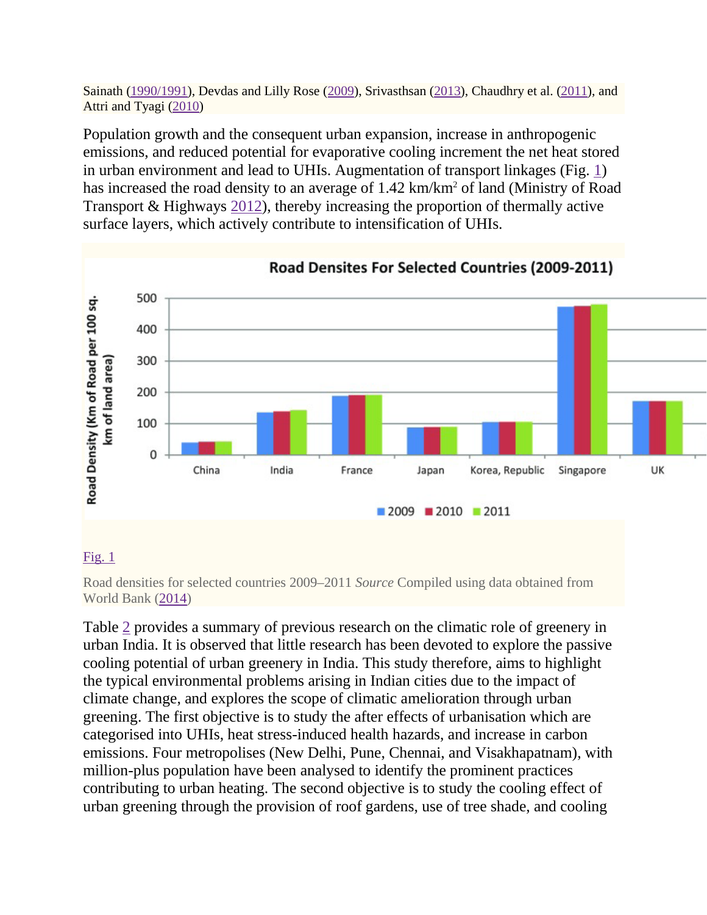Sainath (1990/1991), Devdas and Lilly Rose (2009), Srivasthsan (2013), Chaudhry et al. (2011), and Attri and Tyagi (2010)

Population growth and the consequent urban expansion, increase in anthropogenic emissions, and reduced potential for evaporative cooling increment the net heat stored in urban environment and lead to UHIs. Augmentation of transport linkages (Fig. 1) has increased the road density to an average of 1.42 km/km$^2$ of land (Ministry of Road Transport & Highways 2012), thereby increasing the proportion of thermally active surface layers, which actively contribute to intensification of UHIs.

Fig. 1

Road densities for selected countries 2009–2011 *Source* Compiled using data obtained from World Bank (2014)

Table 2 provides a summary of previous research on the climatic role of greenery in urban India. It is observed that little research has been devoted to explore the passive cooling potential of urban greenery in India. This study therefore, aims to highlight the typical environmental problems arising in Indian cities due to the impact of climate change, and explores the scope of climatic amelioration through urban greening. The first objective is to study the after effects of urbanisation which are categorised into UHIs, heat stress-induced health hazards, and increase in carbon emissions. Four metropolises (New Delhi, Pune, Chennai, and Visakhapatnam), with million-plus population have been analysed to identify the prominent practices contributing to urban heating. The second objective is to study the cooling effect of urban greening through the provision of roof gardens, use of tree shade, and cooling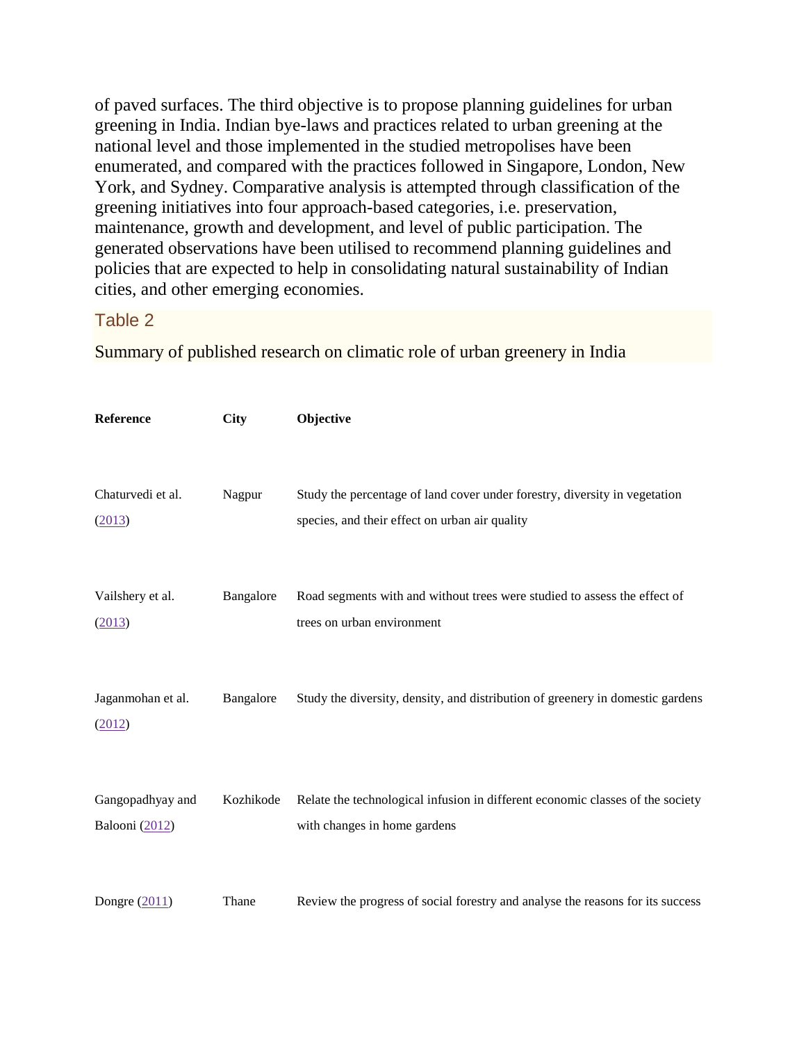of paved surfaces. The third objective is to propose planning guidelines for urban greening in India. Indian bye-laws and practices related to urban greening at the national level and those implemented in the studied metropolises have been enumerated, and compared with the practices followed in Singapore, London, New York, and Sydney. Comparative analysis is attempted through classification of the greening initiatives into four approach-based categories, i.e. preservation, maintenance, growth and development, and level of public participation. The generated observations have been utilised to recommend planning guidelines and policies that are expected to help in consolidating natural sustainability of Indian cities, and other emerging economies.

Table 2

Summary of published research on climatic role of urban greenery in India

| Reference | City | Objective |
|---|---|---|
| Chaturvedi et al. (2013) | Nagpur | Study the percentage of land cover under forestry, diversity in vegetation species, and their effect on urban air quality |
| Vailshery et al. (2013) | Bangalore | Road segments with and without trees were studied to assess the effect of trees on urban environment |
| Jaganmohan et al. (2012) | Bangalore | Study the diversity, density, and distribution of greenery in domestic gardens |
| Gangopadhyay and Balooni (2012) | Kozhikode | Relate the technological infusion in different economic classes of the society with changes in home gardens |
| Dongre (2011) | Thane | Review the progress of social forestry and analyse the reasons for its success |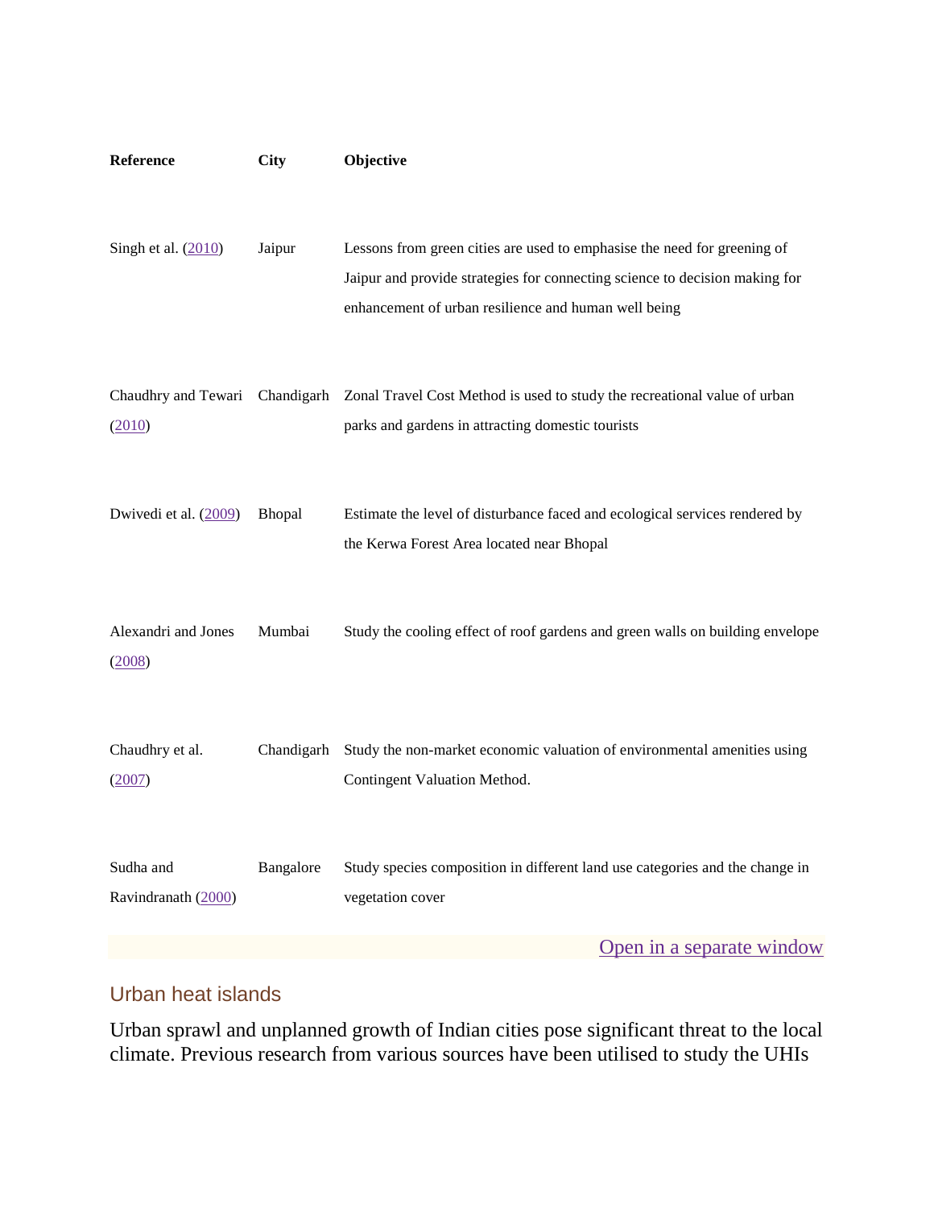| Reference | City | Objective |
| --- | --- | --- |
| Singh et al. (2010) | Jaipur | Lessons from green cities are used to emphasise the need for greening of Jaipur and provide strategies for connecting science to decision making for enhancement of urban resilience and human well being |
| Chaudhry and Tewari (2010) | Chandigarh | Zonal Travel Cost Method is used to study the recreational value of urban parks and gardens in attracting domestic tourists |
| Dwivedi et al. (2009) | Bhopal | Estimate the level of disturbance faced and ecological services rendered by the Kerwa Forest Area located near Bhopal |
| Alexandri and Jones (2008) | Mumbai | Study the cooling effect of roof gardens and green walls on building envelope |
| Chaudhry et al. (2007) | Chandigarh | Study the non-market economic valuation of environmental amenities using Contingent Valuation Method. |
| Sudha and Ravindranath (2000) | Bangalore | Study species composition in different land use categories and the change in vegetation cover |

Open in a separate window

## Urban heat islands

Urban sprawl and unplanned growth of Indian cities pose significant threat to the local climate. Previous research from various sources have been utilised to study the UHIs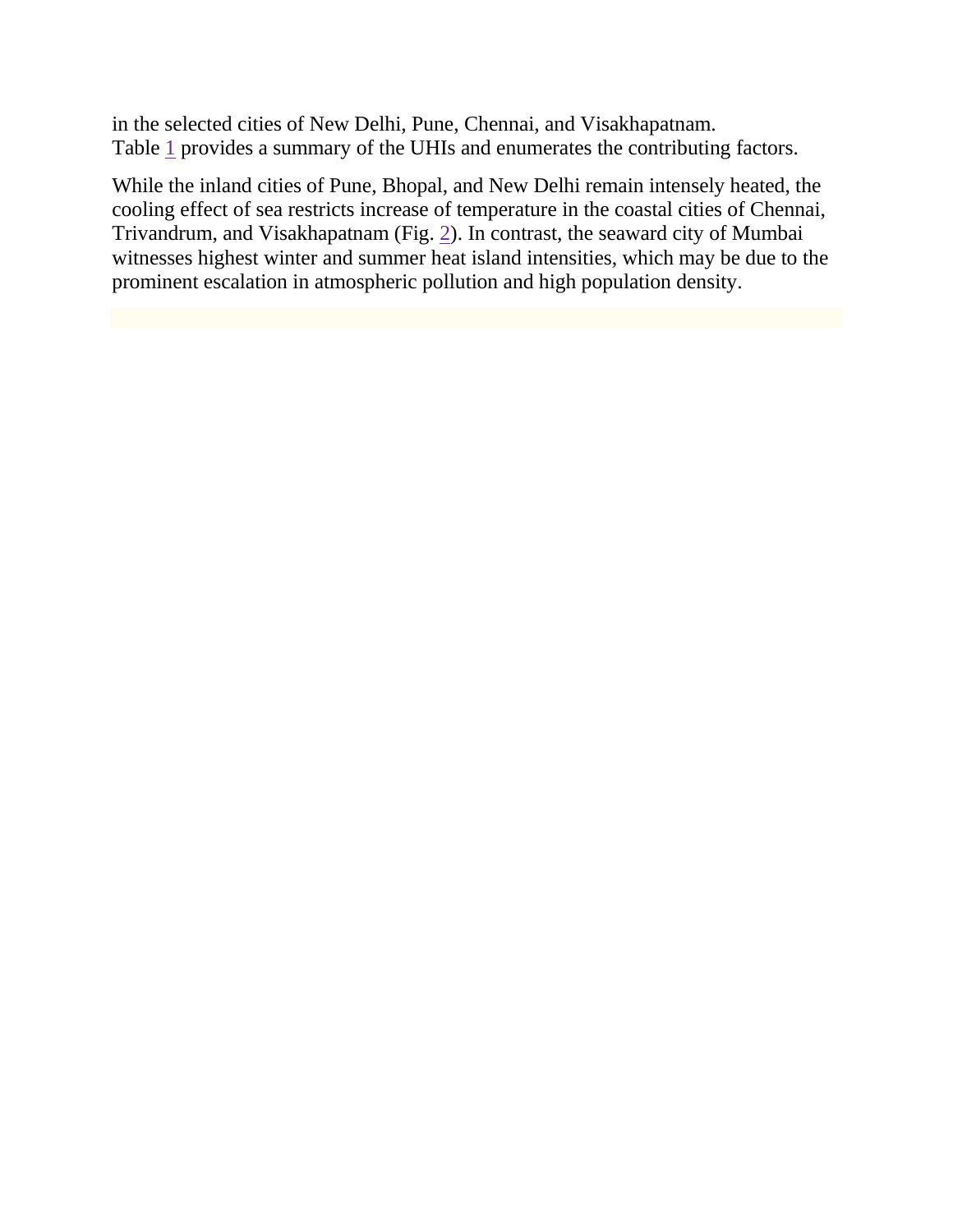in the selected cities of New Delhi, Pune, Chennai, and Visakhapatnam. Table 1 provides a summary of the UHIs and enumerates the contributing factors.

While the inland cities of Pune, Bhopal, and New Delhi remain intensely heated, the cooling effect of sea restricts increase of temperature in the coastal cities of Chennai, Trivandrum, and Visakhapatnam (Fig. 2). In contrast, the seaward city of Mumbai witnesses highest winter and summer heat island intensities, which may be due to the prominent escalation in atmospheric pollution and high population density.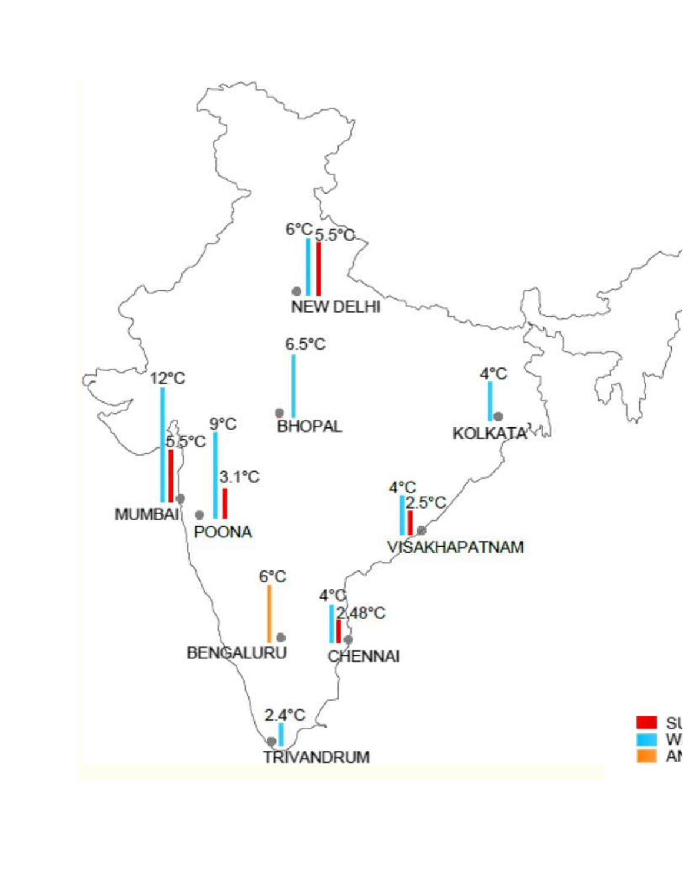6°C 5.5°C
NEW DELHI

6.5°C
BHOPAL

4°C
KOLKATA

12°C 5.5°C
MUMBAI

9°C 3.1°C
POONA

4°C 2.5°C
VISAKHAPATNAM

6°C
BENGALURU

4°C 2.48°C
CHENNAI

2.4°C
TRIVANDRUM

SU
WI
AN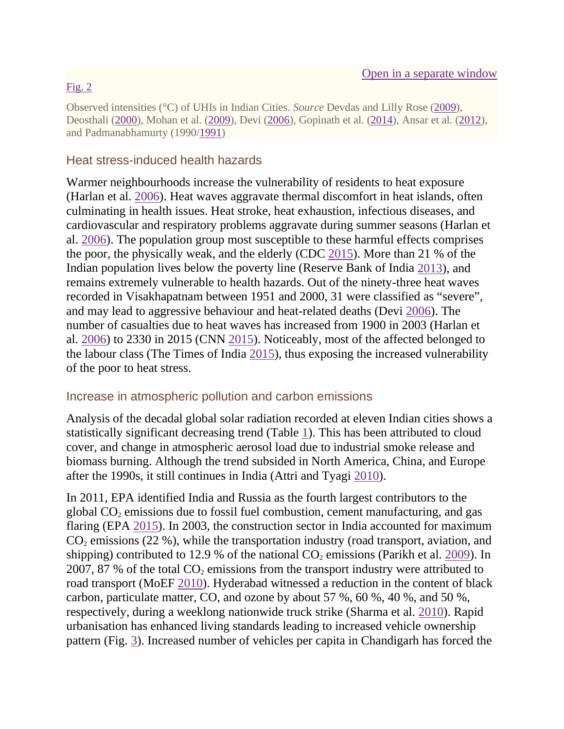Open in a separate window

Fig. 2

Observed intensities (°C) of UHIs in Indian Cities. *Source* Devdas and Lilly Rose (2009), Deosthali (2000), Mohan et al. (2009), Devi (2006), Gopinath et al. (2014), Ansar et al. (2012), and Padmanabhamurty (1990/1991)

## Heat stress-induced health hazards

Warmer neighbourhoods increase the vulnerability of residents to heat exposure (Harlan et al. 2006). Heat waves aggravate thermal discomfort in heat islands, often culminating in health issues. Heat stroke, heat exhaustion, infectious diseases, and cardiovascular and respiratory problems aggravate during summer seasons (Harlan et al. 2006). The population group most susceptible to these harmful effects comprises the poor, the physically weak, and the elderly (CDC 2015). More than 21 % of the Indian population lives below the poverty line (Reserve Bank of India 2013), and remains extremely vulnerable to health hazards. Out of the ninety-three heat waves recorded in Visakhapatnam between 1951 and 2000, 31 were classified as "severe", and may lead to aggressive behaviour and heat-related deaths (Devi 2006). The number of casualties due to heat waves has increased from 1900 in 2003 (Harlan et al. 2006) to 2330 in 2015 (CNN 2015). Noticeably, most of the affected belonged to the labour class (The Times of India 2015), thus exposing the increased vulnerability of the poor to heat stress.

## Increase in atmospheric pollution and carbon emissions

Analysis of the decadal global solar radiation recorded at eleven Indian cities shows a statistically significant decreasing trend (Table 1). This has been attributed to cloud cover, and change in atmospheric aerosol load due to industrial smoke release and biomass burning. Although the trend subsided in North America, China, and Europe after the 1990s, it still continues in India (Attri and Tyagi 2010).

In 2011, EPA identified India and Russia as the fourth largest contributors to the global $CO_2$ emissions due to fossil fuel combustion, cement manufacturing, and gas flaring (EPA 2015). In 2003, the construction sector in India accounted for maximum $CO_2$ emissions (22 %), while the transportation industry (road transport, aviation, and shipping) contributed to 12.9 % of the national $CO_2$ emissions (Parikh et al. 2009). In 2007, 87 % of the total $CO_2$ emissions from the transport industry were attributed to road transport (MoEF 2010). Hyderabad witnessed a reduction in the content of black carbon, particulate matter, CO, and ozone by about 57 %, 60 %, 40 %, and 50 %, respectively, during a weeklong nationwide truck strike (Sharma et al. 2010). Rapid urbanisation has enhanced living standards leading to increased vehicle ownership pattern (Fig. 3). Increased number of vehicles per capita in Chandigarh has forced the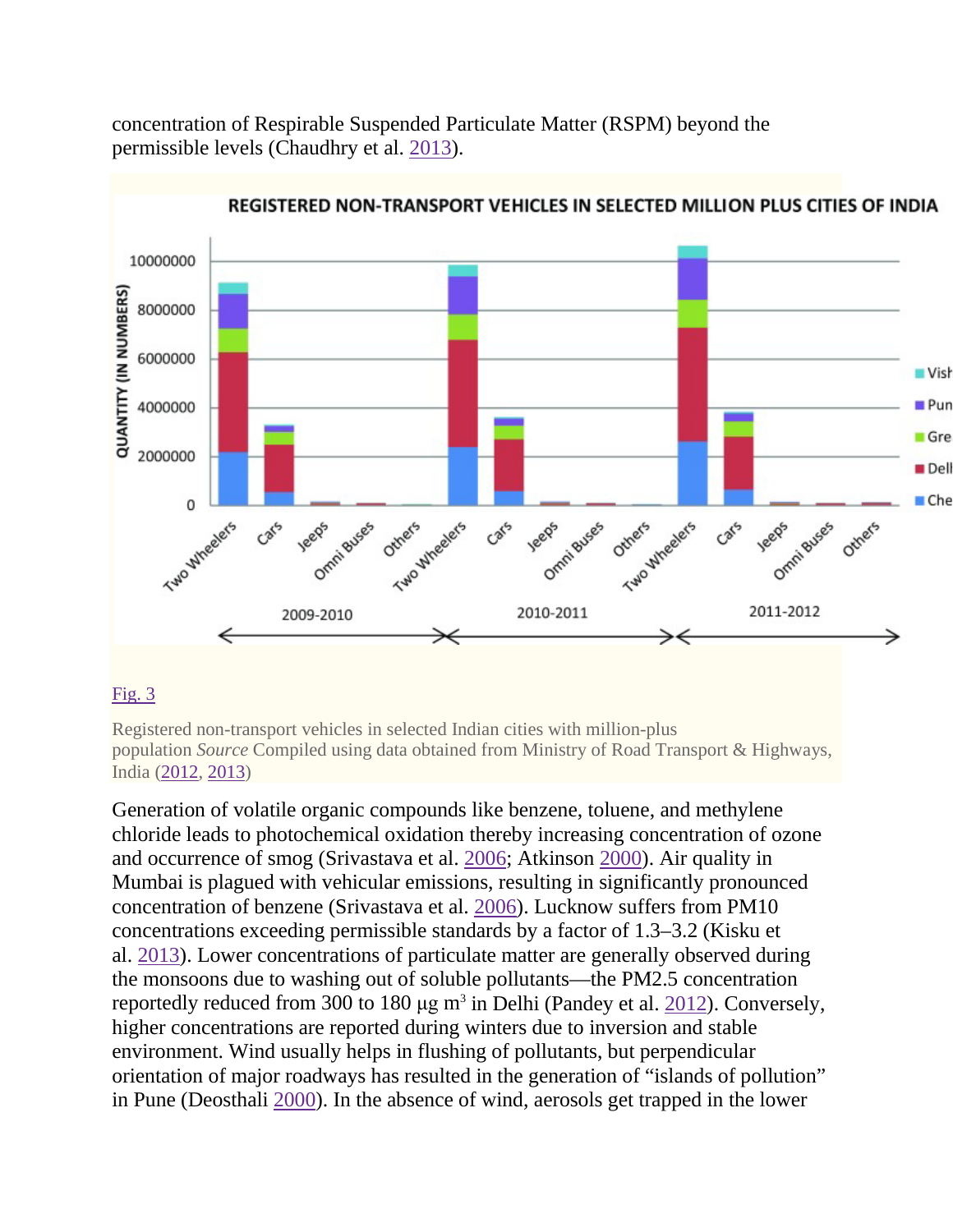concentration of Respirable Suspended Particulate Matter (RSPM) beyond the permissible levels (Chaudhry et al. 2013).

Fig. 3

Registered non-transport vehicles in selected Indian cities with million-plus population *Source* Compiled using data obtained from Ministry of Road Transport & Highways, India (2012, 2013)

Generation of volatile organic compounds like benzene, toluene, and methylene chloride leads to photochemical oxidation thereby increasing concentration of ozone and occurrence of smog (Srivastava et al. 2006; Atkinson 2000). Air quality in Mumbai is plagued with vehicular emissions, resulting in significantly pronounced concentration of benzene (Srivastava et al. 2006). Lucknow suffers from PM10 concentrations exceeding permissible standards by a factor of 1.3–3.2 (Kisku et al. 2013). Lower concentrations of particulate matter are generally observed during the monsoons due to washing out of soluble pollutants—the PM2.5 concentration reportedly reduced from 300 to 180 μg m$^3$ in Delhi (Pandey et al. 2012). Conversely, higher concentrations are reported during winters due to inversion and stable environment. Wind usually helps in flushing of pollutants, but perpendicular orientation of major roadways has resulted in the generation of "islands of pollution" in Pune (Deosthali 2000). In the absence of wind, aerosols get trapped in the lower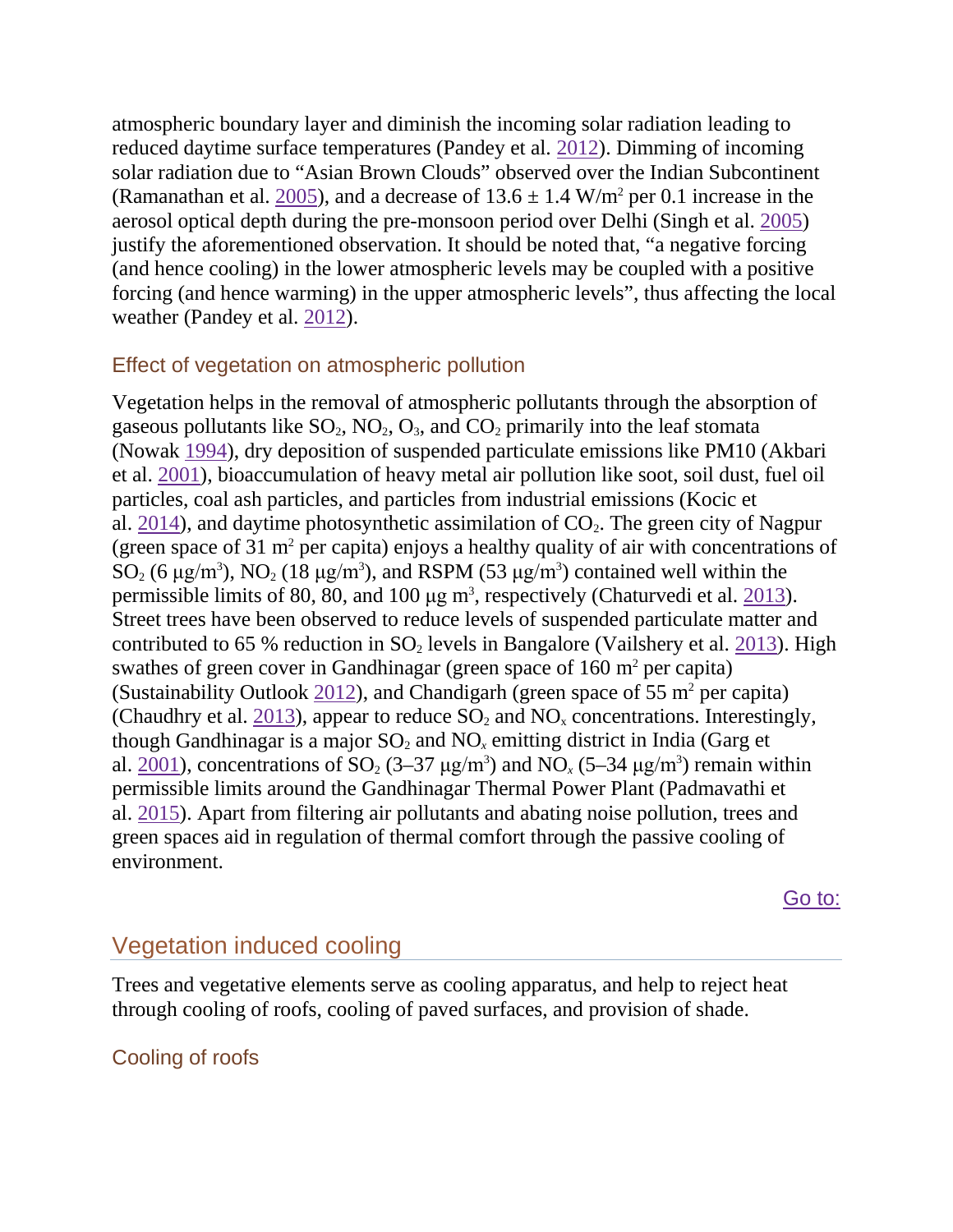atmospheric boundary layer and diminish the incoming solar radiation leading to reduced daytime surface temperatures (Pandey et al. 2012). Dimming of incoming solar radiation due to “Asian Brown Clouds” observed over the Indian Subcontinent (Ramanathan et al. 2005), and a decrease of 13.6 ± 1.4 W/m$^2$ per 0.1 increase in the aerosol optical depth during the pre-monsoon period over Delhi (Singh et al. 2005) justify the aforementioned observation. It should be noted that, “a negative forcing (and hence cooling) in the lower atmospheric levels may be coupled with a positive forcing (and hence warming) in the upper atmospheric levels”, thus affecting the local weather (Pandey et al. 2012).

### Effect of vegetation on atmospheric pollution

Vegetation helps in the removal of atmospheric pollutants through the absorption of gaseous pollutants like $SO_2$, $NO_2$, $O_3$, and $CO_2$ primarily into the leaf stomata (Nowak 1994), dry deposition of suspended particulate emissions like PM10 (Akbari et al. 2001), bioaccumulation of heavy metal air pollution like soot, soil dust, fuel oil particles, coal ash particles, and particles from industrial emissions (Kocic et al. 2014), and daytime photosynthetic assimilation of $CO_2$. The green city of Nagpur (green space of 31 m$^2$ per capita) enjoys a healthy quality of air with concentrations of $SO_2$ (6 μg/m$^3$), $NO_2$ (18 μg/m$^3$), and RSPM (53 μg/m$^3$) contained well within the permissible limits of 80, 80, and 100 μg m$^3$, respectively (Chaturvedi et al. 2013). Street trees have been observed to reduce levels of suspended particulate matter and contributed to 65 % reduction in $SO_2$ levels in Bangalore (Vailshery et al. 2013). High swathes of green cover in Gandhinagar (green space of 160 m$^2$ per capita) (Sustainability Outlook 2012), and Chandigarh (green space of 55 m$^2$ per capita) (Chaudhry et al. 2013), appear to reduce $SO_2$ and $NO_x$ concentrations. Interestingly, though Gandhinagar is a major $SO_2$ and $NO_x$ emitting district in India (Garg et al. 2001), concentrations of $SO_2$ (3–37 μg/m$^3$) and $NO_x$ (5–34 μg/m$^3$) remain within permissible limits around the Gandhinagar Thermal Power Plant (Padmavathi et al. 2015). Apart from filtering air pollutants and abating noise pollution, trees and green spaces aid in regulation of thermal comfort through the passive cooling of environment.

Go to:

## Vegetation induced cooling

Trees and vegetative elements serve as cooling apparatus, and help to reject heat through cooling of roofs, cooling of paved surfaces, and provision of shade.

### Cooling of roofs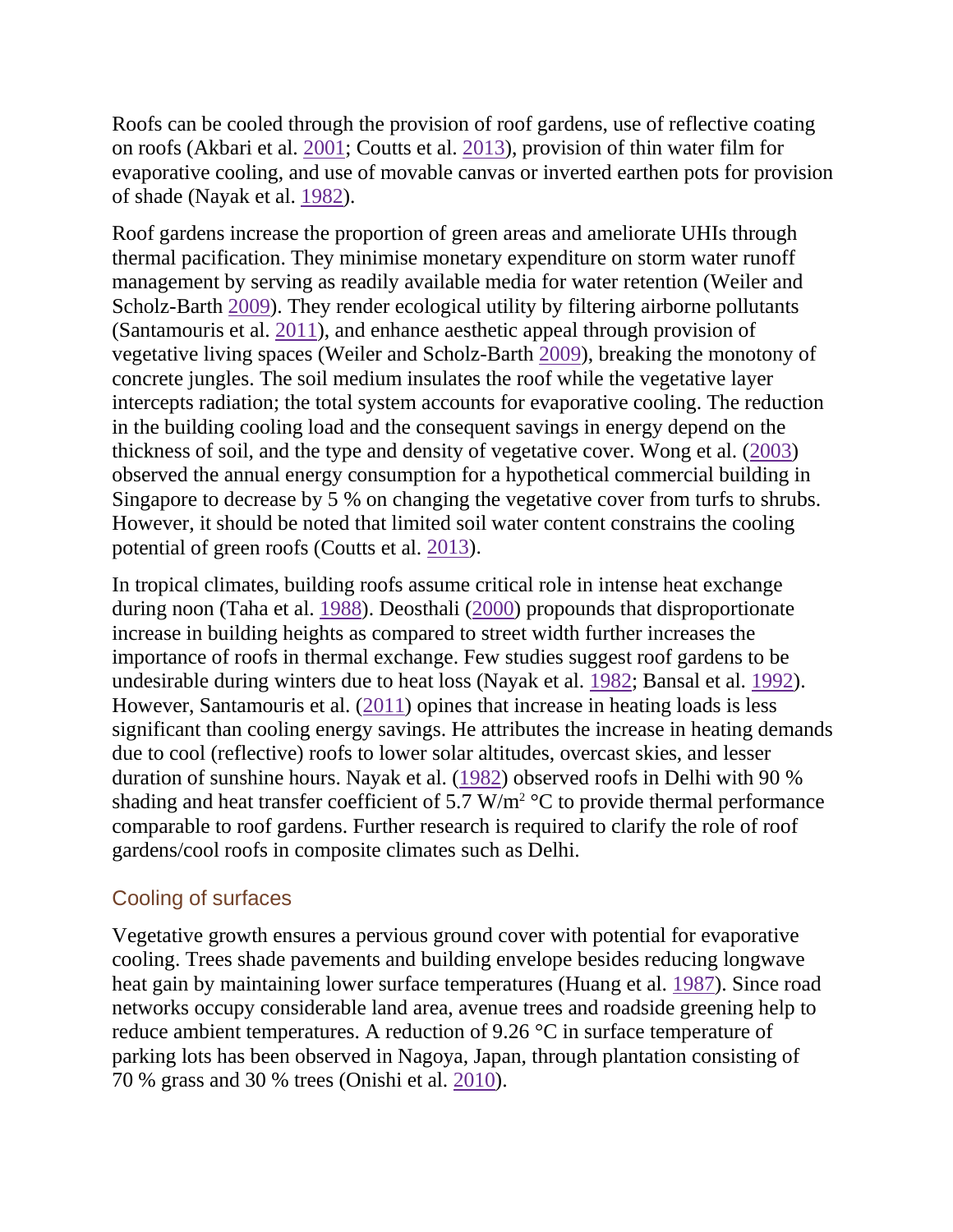Roofs can be cooled through the provision of roof gardens, use of reflective coating on roofs (Akbari et al. 2001; Coutts et al. 2013), provision of thin water film for evaporative cooling, and use of movable canvas or inverted earthen pots for provision of shade (Nayak et al. 1982).

Roof gardens increase the proportion of green areas and ameliorate UHIs through thermal pacification. They minimise monetary expenditure on storm water runoff management by serving as readily available media for water retention (Weiler and Scholz-Barth 2009). They render ecological utility by filtering airborne pollutants (Santamouris et al. 2011), and enhance aesthetic appeal through provision of vegetative living spaces (Weiler and Scholz-Barth 2009), breaking the monotony of concrete jungles. The soil medium insulates the roof while the vegetative layer intercepts radiation; the total system accounts for evaporative cooling. The reduction in the building cooling load and the consequent savings in energy depend on the thickness of soil, and the type and density of vegetative cover. Wong et al. (2003) observed the annual energy consumption for a hypothetical commercial building in Singapore to decrease by 5 % on changing the vegetative cover from turfs to shrubs. However, it should be noted that limited soil water content constrains the cooling potential of green roofs (Coutts et al. 2013).

In tropical climates, building roofs assume critical role in intense heat exchange during noon (Taha et al. 1988). Deosthali (2000) propounds that disproportionate increase in building heights as compared to street width further increases the importance of roofs in thermal exchange. Few studies suggest roof gardens to be undesirable during winters due to heat loss (Nayak et al. 1982; Bansal et al. 1992). However, Santamouris et al. (2011) opines that increase in heating loads is less significant than cooling energy savings. He attributes the increase in heating demands due to cool (reflective) roofs to lower solar altitudes, overcast skies, and lesser duration of sunshine hours. Nayak et al. (1982) observed roofs in Delhi with 90 % shading and heat transfer coefficient of 5.7 $W/m^2$ °C to provide thermal performance comparable to roof gardens. Further research is required to clarify the role of roof gardens/cool roofs in composite climates such as Delhi.

## Cooling of surfaces

Vegetative growth ensures a pervious ground cover with potential for evaporative cooling. Trees shade pavements and building envelope besides reducing longwave heat gain by maintaining lower surface temperatures (Huang et al. 1987). Since road networks occupy considerable land area, avenue trees and roadside greening help to reduce ambient temperatures. A reduction of 9.26 °C in surface temperature of parking lots has been observed in Nagoya, Japan, through plantation consisting of 70 % grass and 30 % trees (Onishi et al. 2010).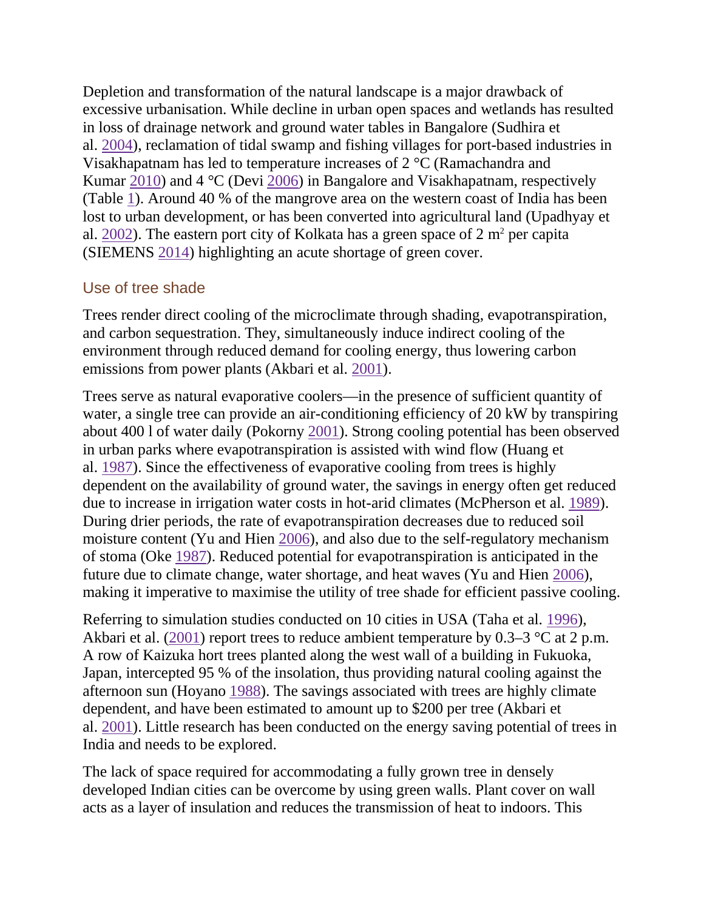Depletion and transformation of the natural landscape is a major drawback of excessive urbanisation. While decline in urban open spaces and wetlands has resulted in loss of drainage network and ground water tables in Bangalore (Sudhira et al. 2004), reclamation of tidal swamp and fishing villages for port-based industries in Visakhapatnam has led to temperature increases of 2 °C (Ramachandra and Kumar 2010) and 4 °C (Devi 2006) in Bangalore and Visakhapatnam, respectively (Table 1). Around 40 % of the mangrove area on the western coast of India has been lost to urban development, or has been converted into agricultural land (Upadhyay et al. 2002). The eastern port city of Kolkata has a green space of 2 $m^2$ per capita (SIEMENS 2014) highlighting an acute shortage of green cover.

## Use of tree shade

Trees render direct cooling of the microclimate through shading, evapotranspiration, and carbon sequestration. They, simultaneously induce indirect cooling of the environment through reduced demand for cooling energy, thus lowering carbon emissions from power plants (Akbari et al. 2001).

Trees serve as natural evaporative coolers—in the presence of sufficient quantity of water, a single tree can provide an air-conditioning efficiency of 20 kW by transpiring about 400 l of water daily (Pokorny 2001). Strong cooling potential has been observed in urban parks where evapotranspiration is assisted with wind flow (Huang et al. 1987). Since the effectiveness of evaporative cooling from trees is highly dependent on the availability of ground water, the savings in energy often get reduced due to increase in irrigation water costs in hot-arid climates (McPherson et al. 1989). During drier periods, the rate of evapotranspiration decreases due to reduced soil moisture content (Yu and Hien 2006), and also due to the self-regulatory mechanism of stoma (Oke 1987). Reduced potential for evapotranspiration is anticipated in the future due to climate change, water shortage, and heat waves (Yu and Hien 2006), making it imperative to maximise the utility of tree shade for efficient passive cooling.

Referring to simulation studies conducted on 10 cities in USA (Taha et al. 1996), Akbari et al. (2001) report trees to reduce ambient temperature by 0.3–3 °C at 2 p.m. A row of Kaizuka hort trees planted along the west wall of a building in Fukuoka, Japan, intercepted 95 % of the insolation, thus providing natural cooling against the afternoon sun (Hoyano 1988). The savings associated with trees are highly climate dependent, and have been estimated to amount up to $200 per tree (Akbari et al. 2001). Little research has been conducted on the energy saving potential of trees in India and needs to be explored.

The lack of space required for accommodating a fully grown tree in densely developed Indian cities can be overcome by using green walls. Plant cover on wall acts as a layer of insulation and reduces the transmission of heat to indoors. This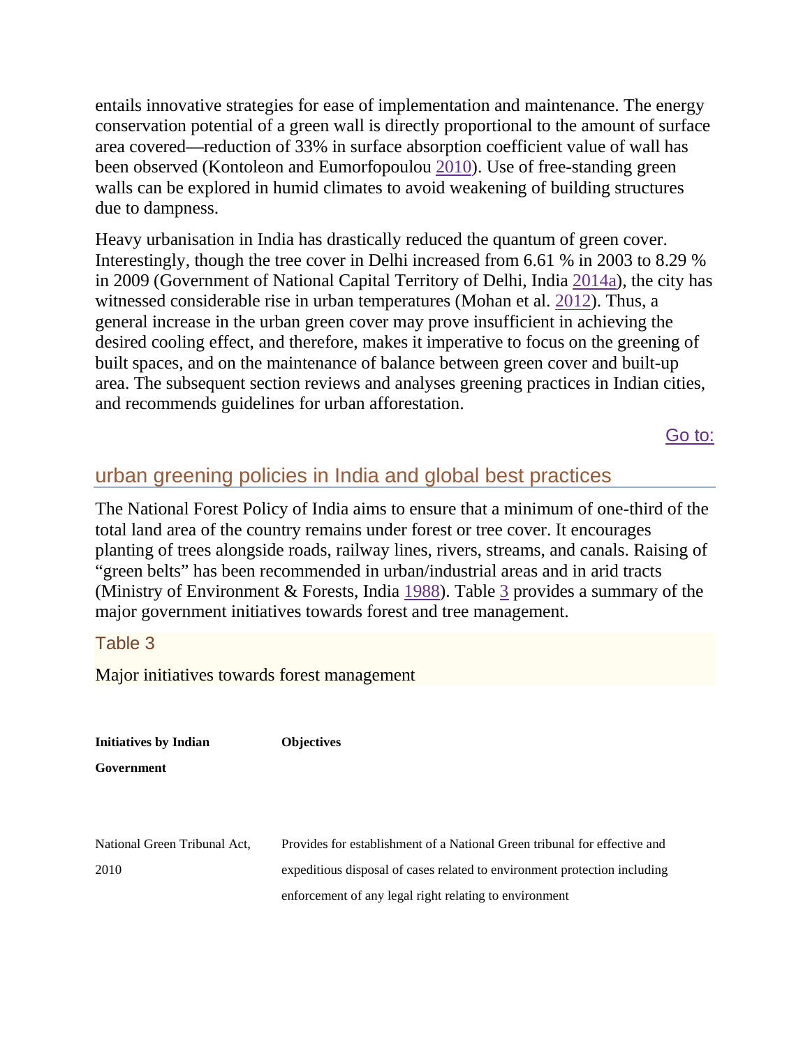entails innovative strategies for ease of implementation and maintenance. The energy conservation potential of a green wall is directly proportional to the amount of surface area covered—reduction of 33% in surface absorption coefficient value of wall has been observed (Kontoleon and Eumorfopoulou 2010). Use of free-standing green walls can be explored in humid climates to avoid weakening of building structures due to dampness.

Heavy urbanisation in India has drastically reduced the quantum of green cover. Interestingly, though the tree cover in Delhi increased from 6.61 % in 2003 to 8.29 % in 2009 (Government of National Capital Territory of Delhi, India 2014a), the city has witnessed considerable rise in urban temperatures (Mohan et al. 2012). Thus, a general increase in the urban green cover may prove insufficient in achieving the desired cooling effect, and therefore, makes it imperative to focus on the greening of built spaces, and on the maintenance of balance between green cover and built-up area. The subsequent section reviews and analyses greening practices in Indian cities, and recommends guidelines for urban afforestation.

Go to:

## urban greening policies in India and global best practices

The National Forest Policy of India aims to ensure that a minimum of one-third of the total land area of the country remains under forest or tree cover. It encourages planting of trees alongside roads, railway lines, rivers, streams, and canals. Raising of "green belts" has recommended in urban/industrial areas and in arid tracts (Ministry of Environment & Forests, India 1988). Table 3 provides a summary of the major government initiatives towards forest and tree management.

### Table 3

Major initiatives towards forest management

| Initiatives by Indian Government | Objectives |
|---|---|
| National Green Tribunal Act, 2010 | Provides for establishment of a National Green tribunal for effective and expeditious disposal of cases related to environment protection including enforcement of any legal right relating to environment |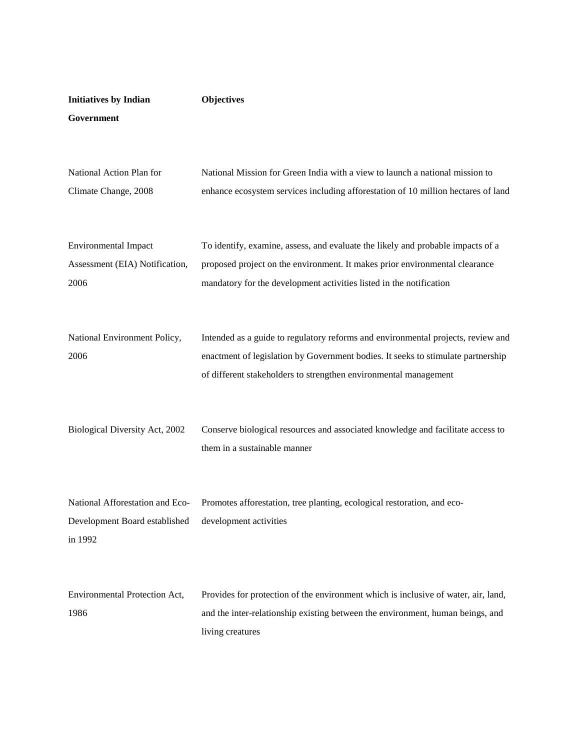| Initiatives by Indian Government | Objectives |
|---|---|
| National Action Plan for Climate Change, 2008 | National Mission for Green India with a view to launch a national mission to enhance ecosystem services including afforestation of 10 million hectares of land |
| Environmental Impact Assessment (EIA) Notification, 2006 | To identify, examine, assess, and evaluate the likely and probable impacts of a proposed project on the environment. It makes prior environmental clearance mandatory for the development activities listed in the notification |
| National Environment Policy, 2006 | Intended as a guide to regulatory reforms and environmental projects, review and enactment of legislation by Government bodies. It seeks to stimulate partnership of different stakeholders to strengthen environmental management |
| Biological Diversity Act, 2002 | Conserve biological resources and associated knowledge and facilitate access to them in a sustainable manner |
| National Afforestation and Eco-Development Board established in 1992 | Promotes afforestation, tree planting, ecological restoration, and eco-development activities |
| Environmental Protection Act, 1986 | Provides for protection of the environment which is inclusive of water, air, land, and the inter-relationship existing between the environment, human beings, and living creatures |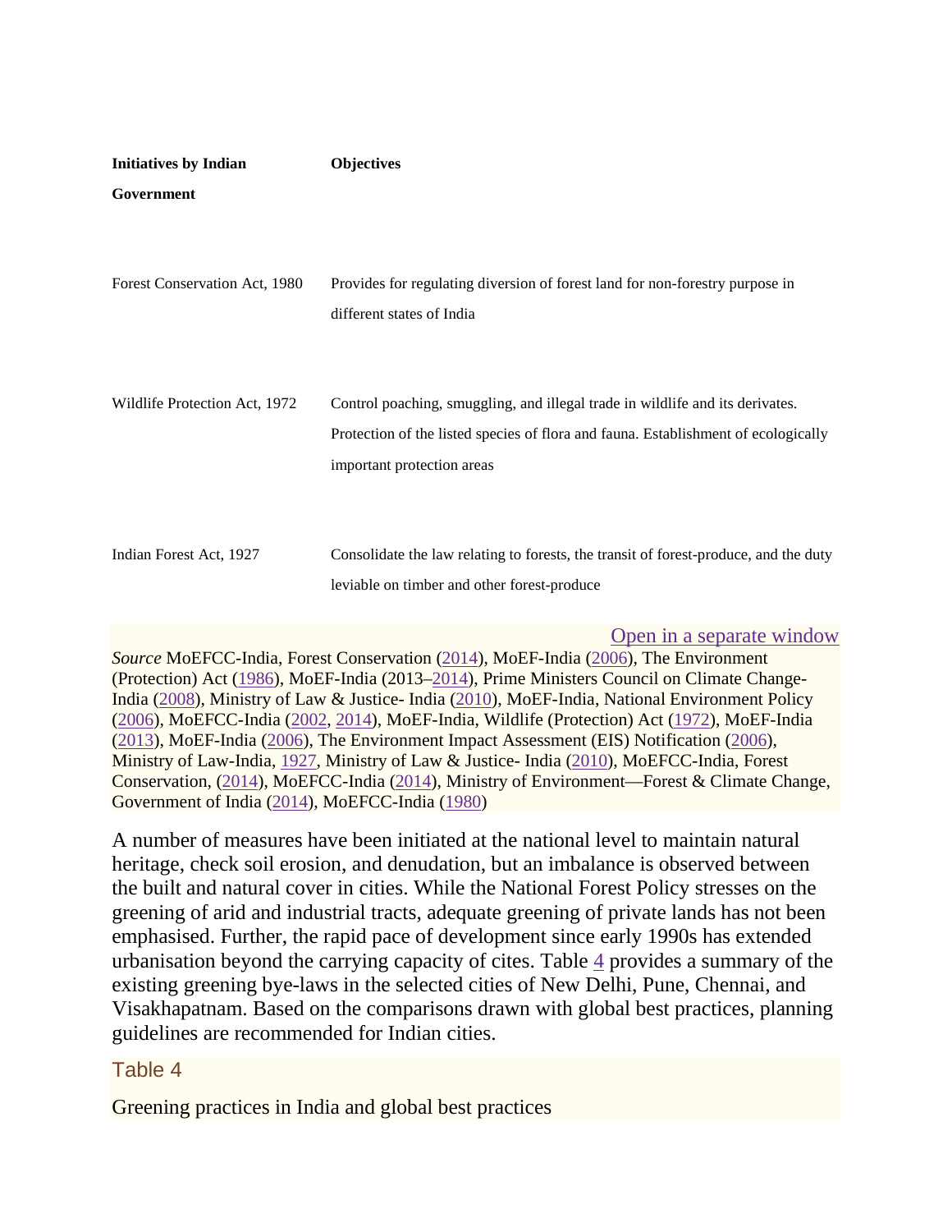| Initiatives by Indian Government | Objectives |
|---|---|
| Forest Conservation Act, 1980 | Provides for regulating diversion of forest land for non-forestry purpose in different states of India |
| Wildlife Protection Act, 1972 | Control poaching, smuggling, and illegal trade in wildlife and its derivates. Protection of the listed species of flora and fauna. Establishment of ecologically important protection areas |
| Indian Forest Act, 1927 | Consolidate the law relating to forests, the transit of forest-produce, and the duty leviable on timber and other forest-produce |

Open in a separate window

*Source* MoEFCC-India, Forest Conservation (2014), MoEF-India (2006), The Environment (Protection) Act (1986), MoEF-India (2013–2014), Prime Ministers Council on Climate Change-India (2008), Ministry of Law & Justice- India (2010), MoEF-India, National Environment Policy (2006), MoEFCC-India (2002, 2014), MoEF-India, Wildlife (Protection) Act (1972), MoEF-India (2013), MoEF-India (2006), The Environment Impact Assessment (EIS) Notification (2006), Ministry of Law-India, 1927, Ministry of Law & Justice- India (2010), MoEFCC-India, Forest Conservation, (2014), MoEFCC-India (2014), Ministry of Environment—Forest & Climate Change, Government of India (2014), MoEFCC-India (1980)

A number of measures have been initiated at the national level to maintain natural heritage, check soil erosion, and denudation, but an imbalance is observed between the built and natural cover in cities. While the National Forest Policy stresses on the greening of arid and industrial tracts, adequate greening of private lands has not been emphasised. Further, the rapid pace of development since early 1990s has extended urbanisation beyond the carrying capacity of cites. Table 4 provides a summary of the existing greening bye-laws in the selected cities of New Delhi, Pune, Chennai, and Visakhapatnam. Based on the comparisons drawn with global best practices, planning guidelines are recommended for Indian cities.

## Table 4

Greening practices in India and global best practices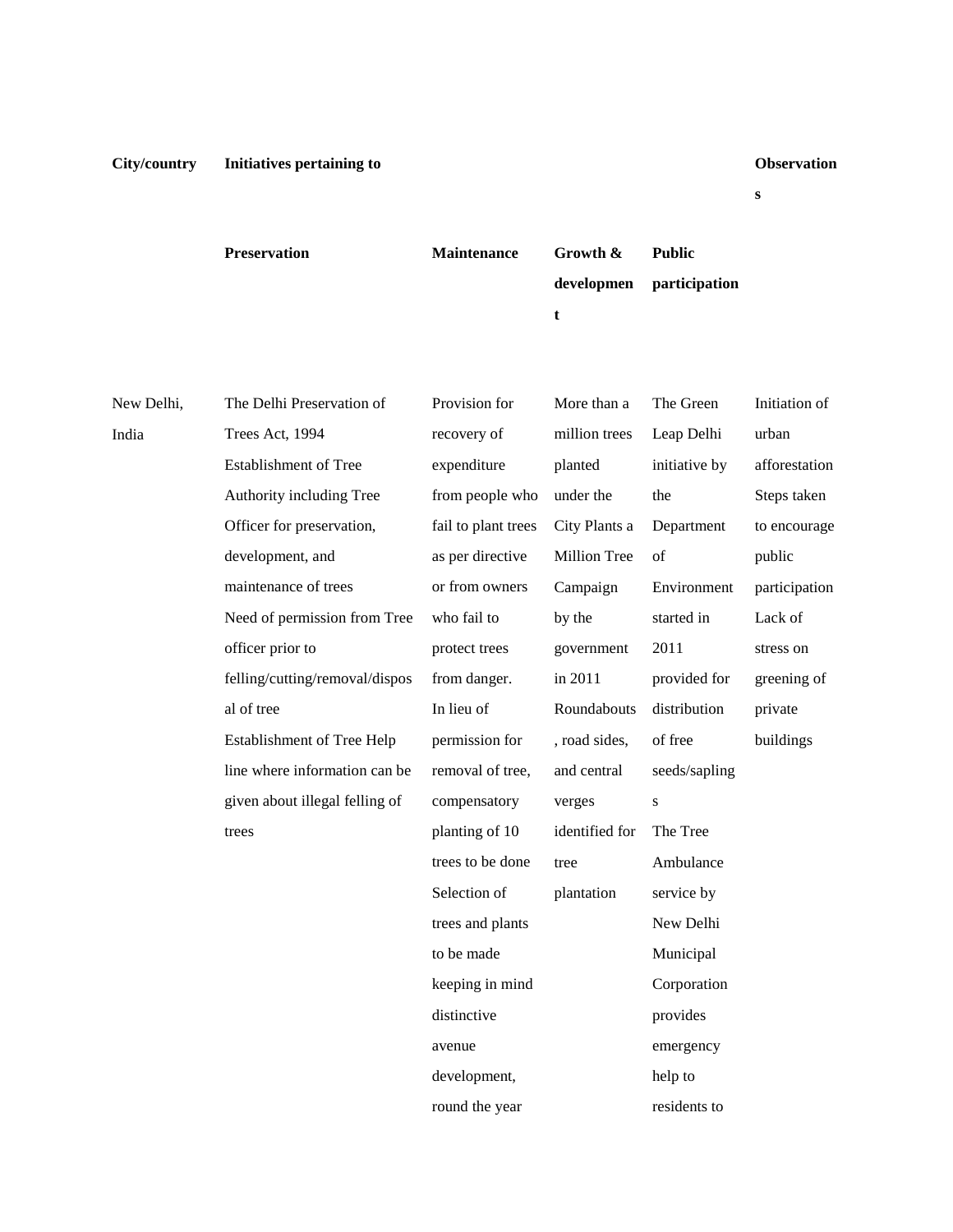| City/country | Initiatives pertaining to | | | | Observations |
|---|---|---|---|---|---|
| | Preservation | Maintenance | Growth & development | Public participation | |
| New Delhi, India | The Delhi Preservation of Trees Act, 1994<br>Establishment of Tree Authority including Tree Officer for preservation, development, and maintenance of trees<br>Need of permission from Tree officer prior to felling/cutting/removal/disposal of tree<br>Establishment of Tree Help line where information can be given about illegal felling of trees | Provision for recovery of expenditure from people who fail to plant trees as per directive or from owners who fail to protect trees from danger.<br>In lieu of permission for removal of tree, compensatory planting of 10 trees to be done<br>Selection of trees and plants to be made keeping in mind distinctive avenue development, round the year | More than a million trees planted under the City Plants a Million Tree Campaign by the government in 2011<br>Roundabouts, road sides, and central verges identified for tree plantation | The Green Leap Delhi initiative by the Department of Environment started in 2011 provided for distribution of free seeds/saplings<br>The Tree Ambulance service by New Delhi Municipal Corporation provides emergency help to residents to | Initiation of urban afforestation<br>Steps taken to encourage public participation<br>Lack of stress on greening of private buildings |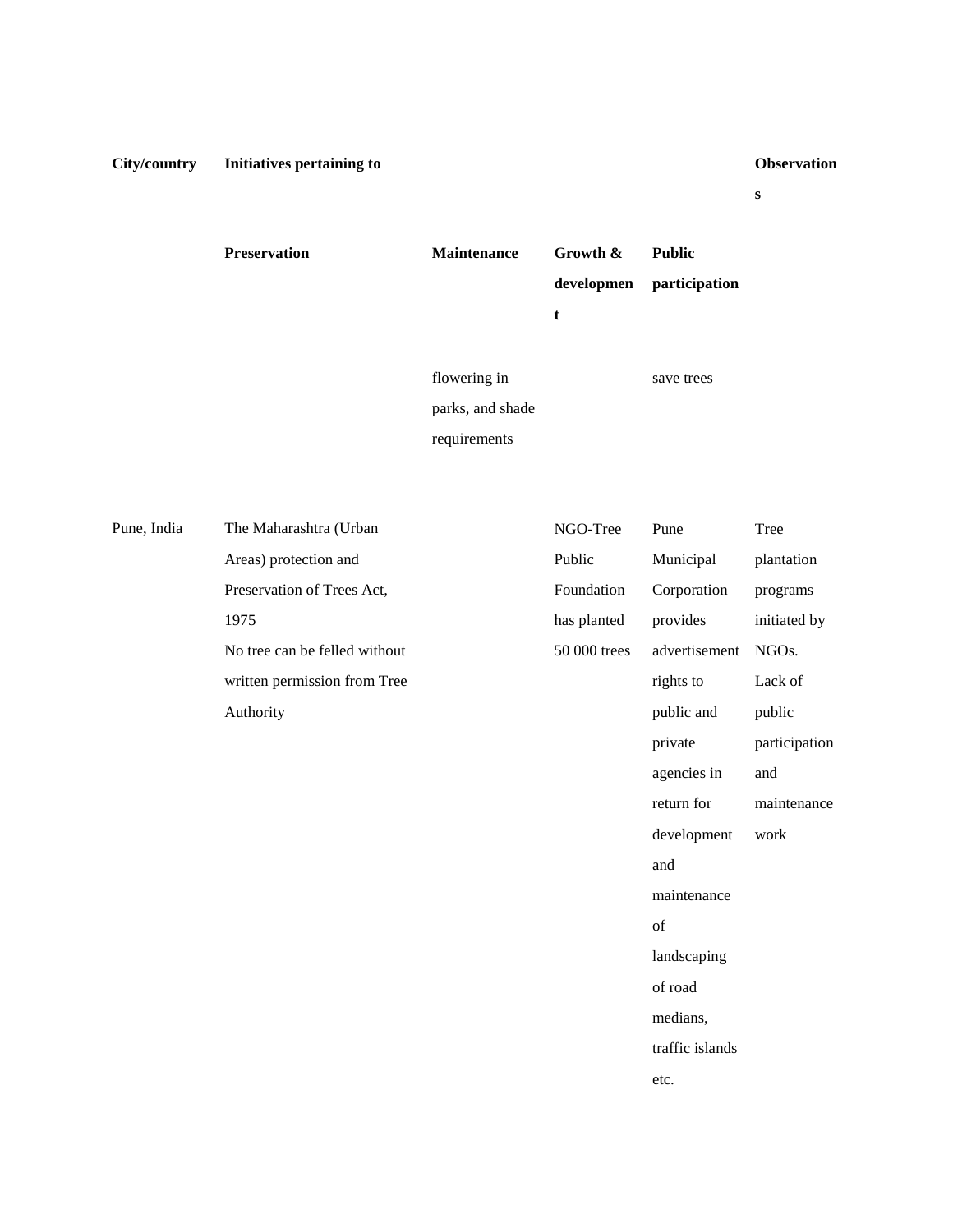| City/country | Initiatives pertaining to | | | | Observations |
|---|---|---|---|---|---|
| | Preservation | Maintenance | Growth & development | Public participation | |
| | | flowering in parks, and shade requirements | | save trees | |
| Pune, India | The Maharashtra (Urban Areas) protection and Preservation of Trees Act, 1975<br>No tree can be felled without written permission from Tree Authority | | NGO-Tree Public Foundation has planted 50 000 trees | Pune Municipal Corporation provides advertisement rights to public and private agencies in return for development and maintenance of landscaping of road medians, traffic islands etc. | Tree plantation programs initiated by NGOs.<br>Lack of public participation and maintenance work |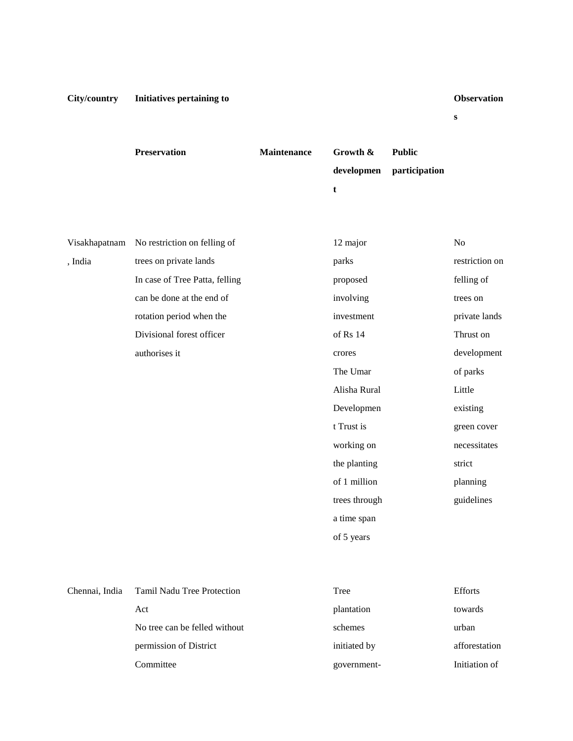| City/country | Initiatives pertaining to | | | | Observations |
|---|---|---|---|---|---|
| | Preservation | Maintenance | Growth & development | Public participation | |
| Visakhapatnam, India | No restriction on felling of trees on private lands<br>In case of Tree Patta, felling can be done at the end of rotation period when the Divisional forest officer authorises it | | 12 major parks proposed involving investment of Rs 14 crores<br>The Umar Alisha Rural Development Trust is working on the planting of 1 million trees through a time span of 5 years | | No restriction on felling of trees on private lands<br>Thrust on development of parks<br>Little existing green cover necessitates strict planning guidelines |
| Chennai, India | Tamil Nadu Tree Protection Act<br>No tree can be felled without permission of District Committee | | Tree plantation schemes initiated by government- | | Efforts towards urban afforestation<br>Initiation of |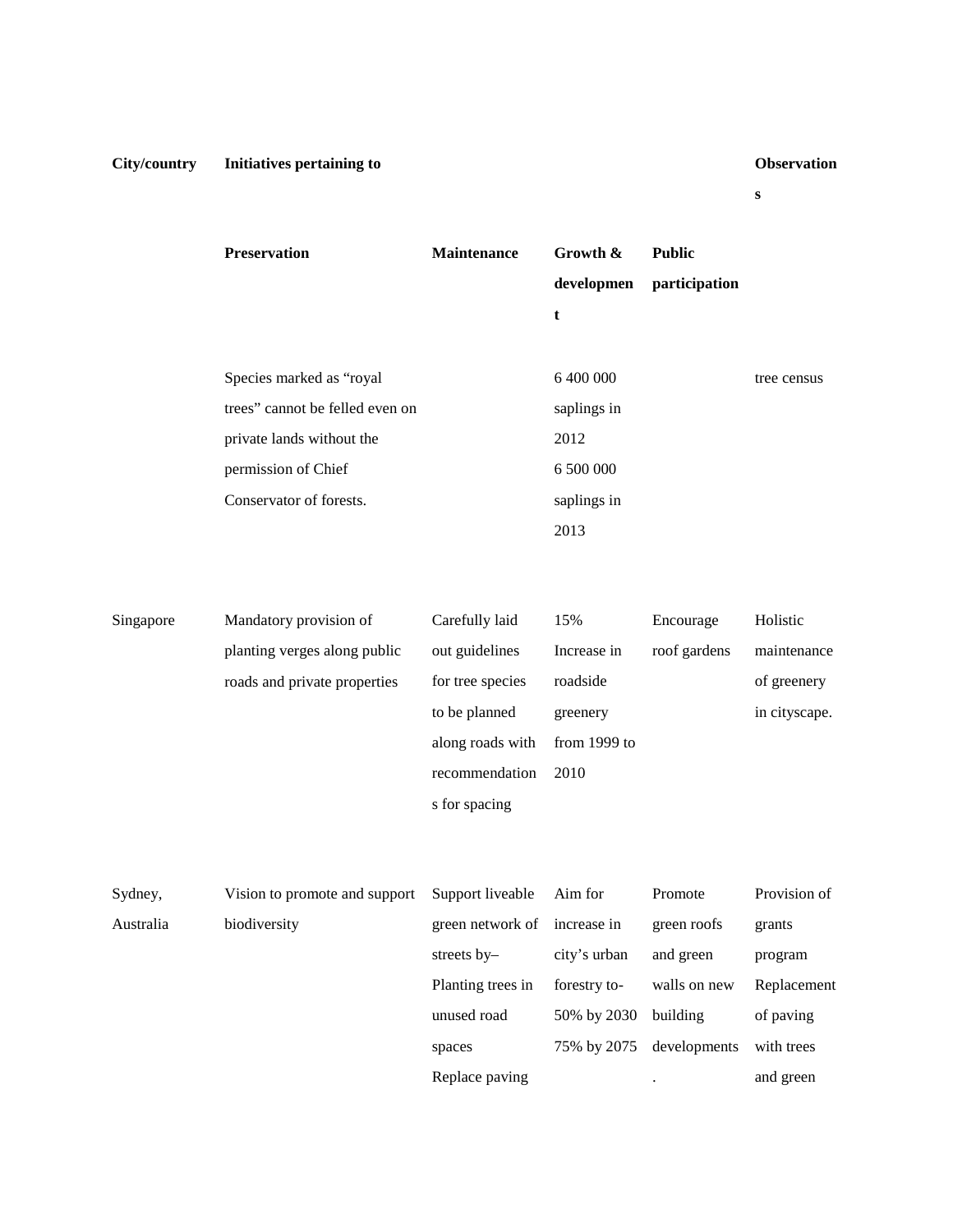| City/country | Initiatives pertaining to | | | | Observations |
|---|---|---|---|---|---|
| | Preservation | Maintenance | Growth & development | Public participation | |
| | Species marked as “royal trees” cannot be felled even on private lands without the permission of Chief Conservator of forests. | | 6 400 000 saplings in 2012<br>6 500 000 saplings in 2013 | | tree census |
| Singapore | Mandatory provision of planting verges along public roads and private properties | Carefully laid out guidelines for tree species to be planned along roads with recommendations for spacing | 15% Increase in roadside greenery from 1999 to 2010 | Encourage roof gardens | Holistic maintenance of greenery in cityscape. |
| Sydney, Australia | Vision to promote and support biodiversity | Support liveable green network of streets by–<br>Planting trees in unused road spaces<br>Replace paving | Aim for increase in city’s urban forestry to-<br>50% by 2030<br>75% by 2075 | Promote green roofs and green walls on new building developments. | Provision of grants program<br>Replacement of paving with trees and green |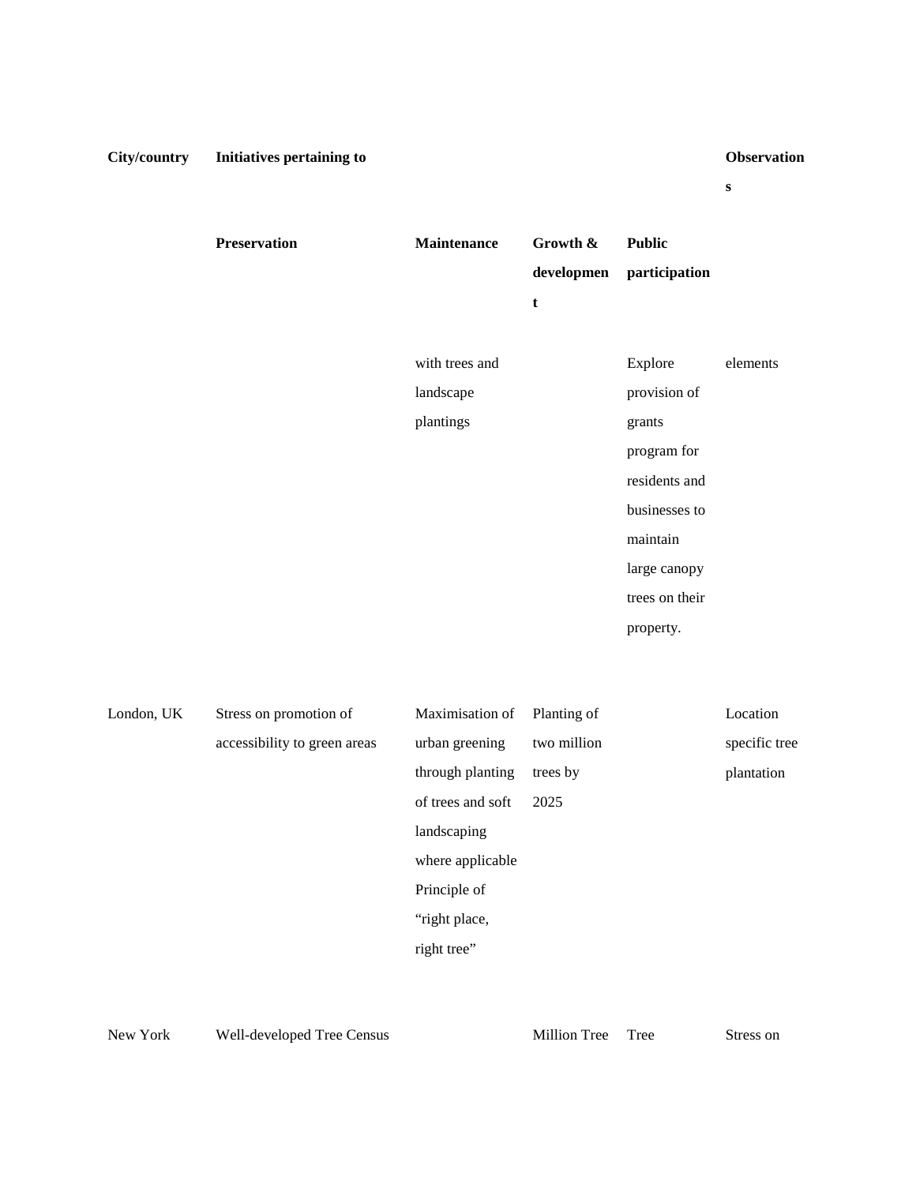| City/country | Initiatives pertaining to | | | | Observations |
|---|---|---|---|---|---|
| | Preservation | Maintenance | Growth & development | Public participation | |
| | | with trees and landscape plantings | | Explore provision of grants program for residents and businesses to maintain large canopy trees on their property. | elements |
| London, UK | Stress on promotion of accessibility to green areas | Maximisation of urban greening through planting of trees and soft landscaping where applicable Principle of “right place, right tree” | Planting of two million trees by 2025 | | Location specific tree plantation |
| New York | Well-developed Tree Census | | Million Tree | Tree | Stress on |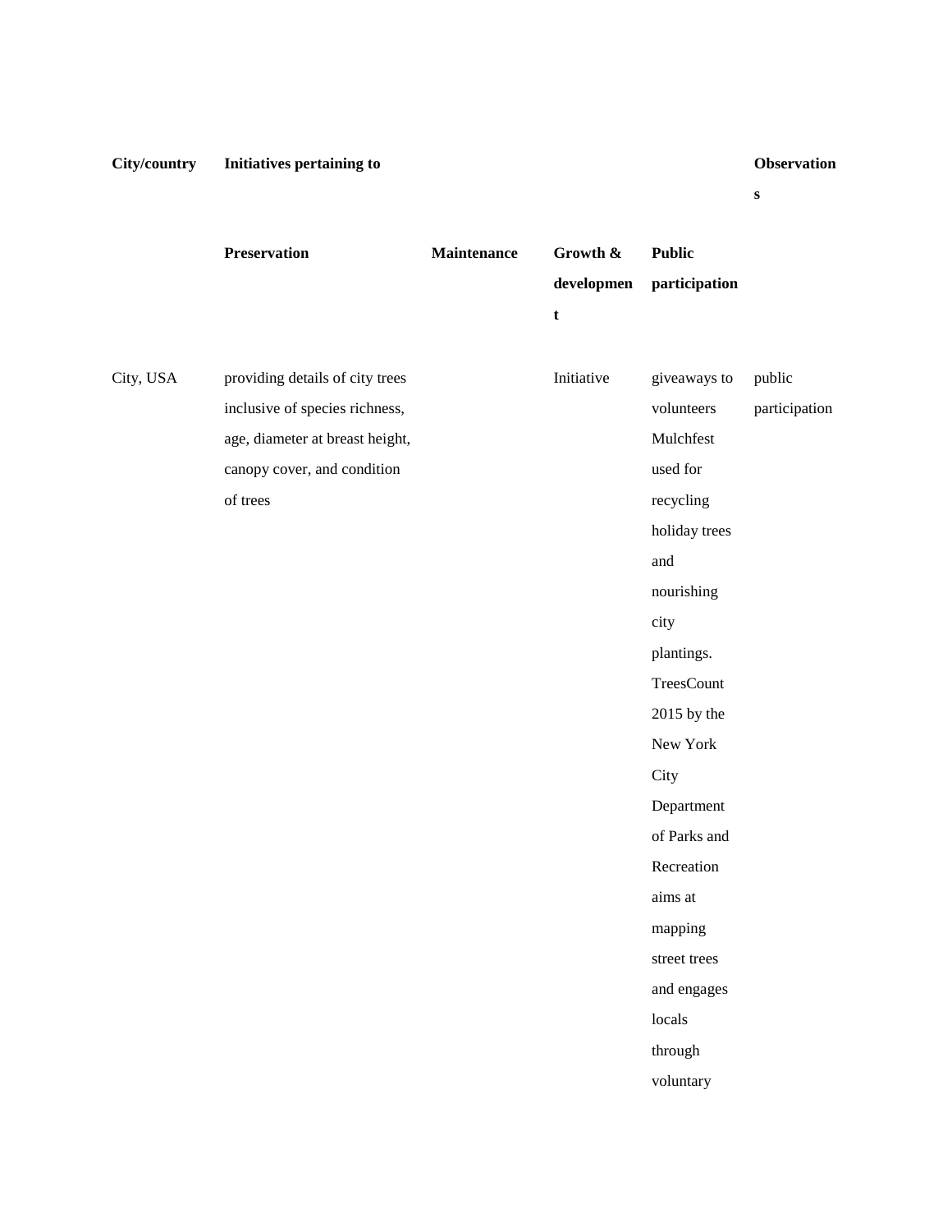| City/country | Initiatives pertaining to | | | | Observations |
|---|---|---|---|---|---|
| | Preservation | Maintenance | Growth & development | Public participation | |
| City, USA | providing details of city trees inclusive of species richness, age, diameter at breast height, canopy cover, and condition of trees | | Initiative | giveaways to volunteers Mulchfest used for recycling holiday trees and nourishing city plantings. TreesCount 2015 by the New York City Department of Parks and Recreation aims at mapping street trees and engages locals through voluntary | public participation |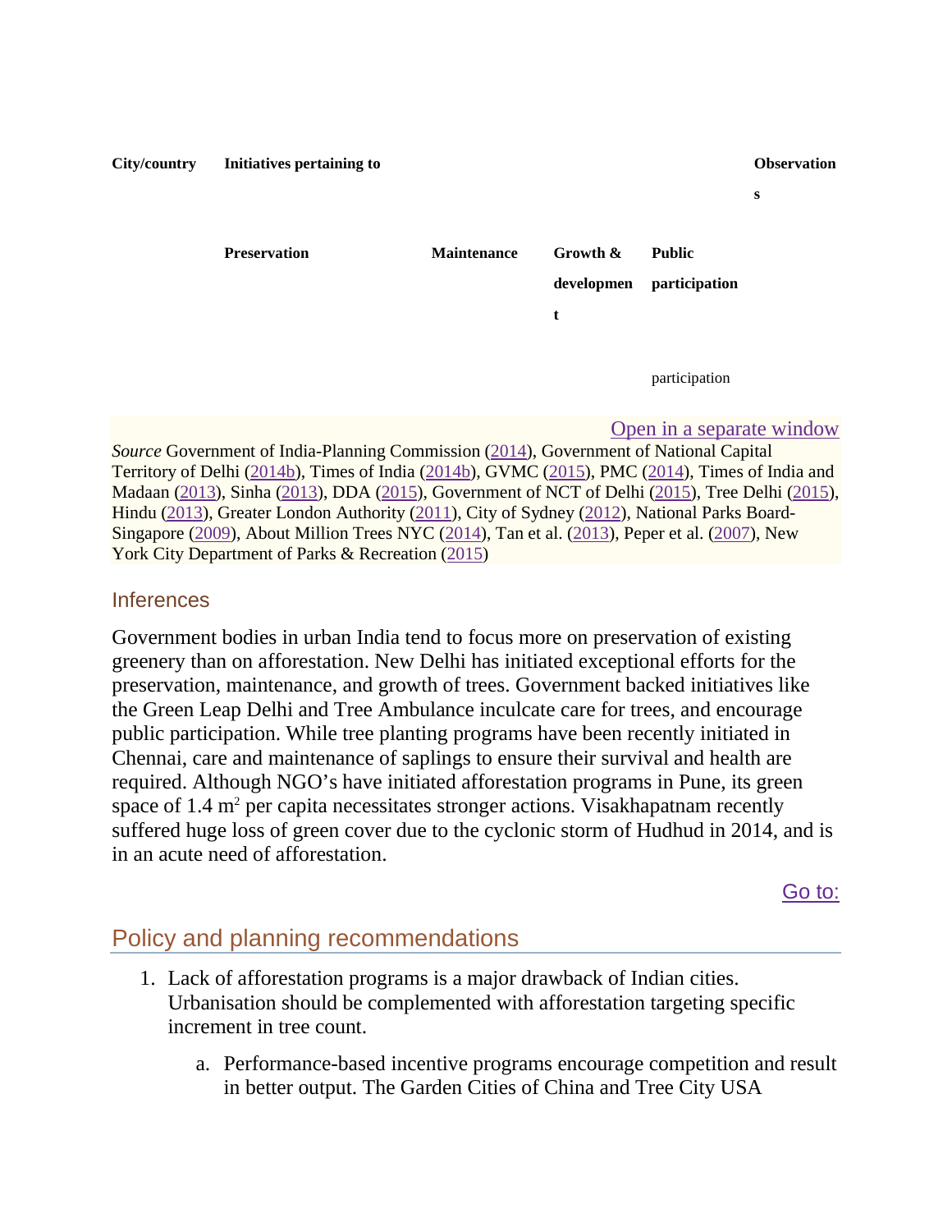| City/country | Initiatives pertaining to | | | | Observations |
|---|---|---|---|---|---|
| | Preservation | Maintenance | Growth & development | Public participation | |
| | | | | participation | |

Open in a separate window

*Source* Government of India-Planning Commission (2014), Government of National Capital Territory of Delhi (2014b), Times of India (2014b), GVMC (2015), PMC (2014), Times of India and Madaan (2013), Sinha (2013), DDA (2015), Government of NCT of Delhi (2015), Tree Delhi (2015), Hindu (2013), Greater London Authority (2011), City of Sydney (2012), National Parks Board-Singapore (2009), About Million Trees NYC (2014), Tan et al. (2013), Peper et al. (2007), New York City Department of Parks & Recreation (2015)

### Inferences

Government bodies in urban India tend to focus more on preservation of existing greenery than on afforestation. New Delhi has initiated exceptional efforts for the preservation, maintenance, and growth of trees. Government backed initiatives like the Green Leap Delhi and Tree Ambulance inculcate care for trees, and encourage public participation. While tree planting programs have been recently initiated in Chennai, care and maintenance of saplings to ensure their survival and health are required. Although NGO's have initiated afforestation programs in Pune, its green space of 1.4 $m^2$ per capita necessitates stronger actions. Visakhapatnam recently suffered huge loss of green cover due to the cyclonic storm of Hudhud in 2014, and is in an acute need of afforestation.

Go to:

## Policy and planning recommendations

1. Lack of afforestation programs is a major drawback of Indian cities. Urbanisation should be complemented with afforestation targeting specific increment in tree count.
   a. Performance-based incentive programs encourage competition and result in better output. The Garden Cities of China and Tree City USA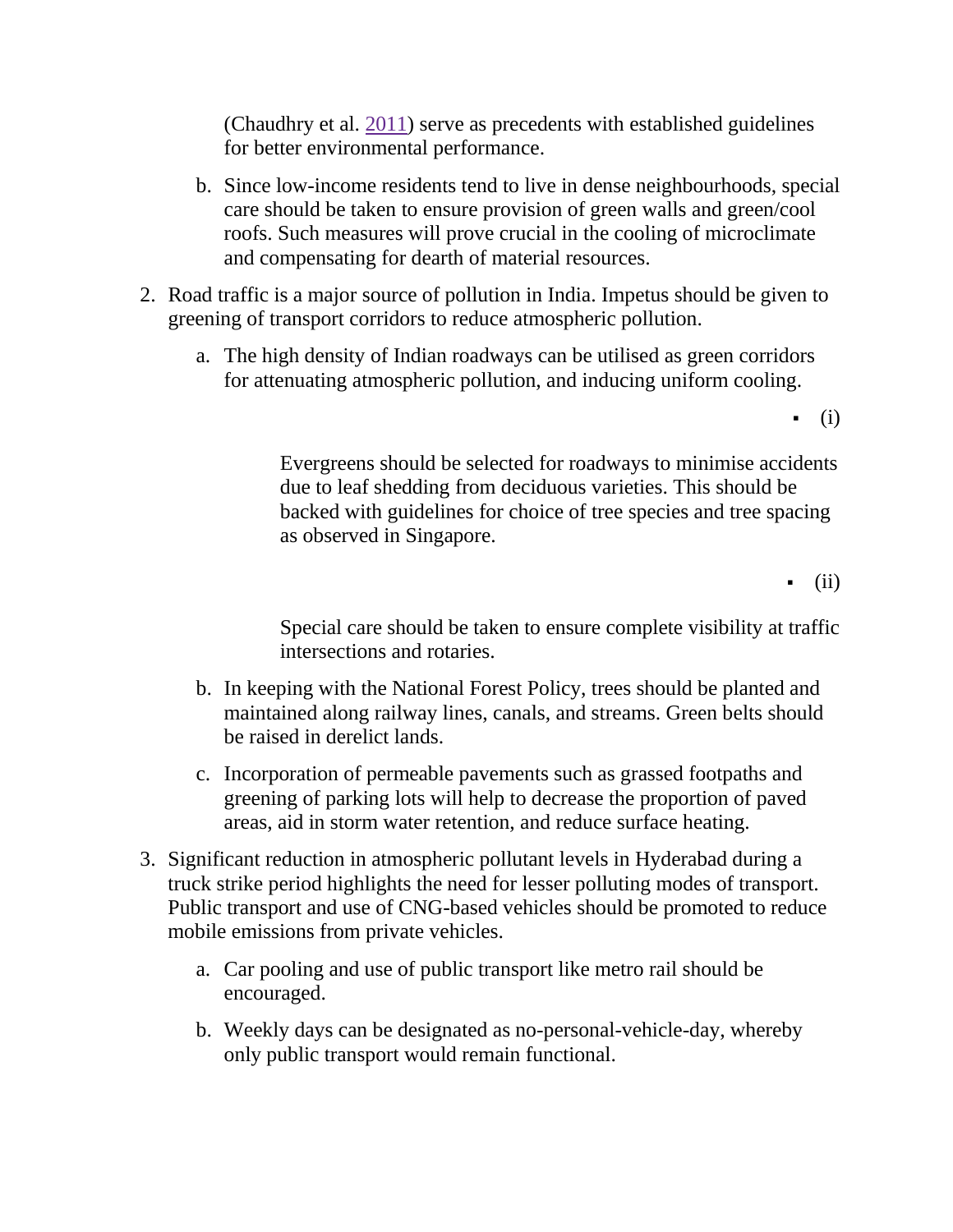(Chaudhry et al. 2011) serve as precedents with established guidelines for better environmental performance.

   b. Since low-income residents tend to live in dense neighbourhoods, special care should be taken to ensure provision of green walls and green/cool roofs. Such measures will prove crucial in the cooling of microclimate and compensating for dearth of material resources.

2. Road traffic is a major source of pollution in India. Impetus should be given to greening of transport corridors to reduce atmospheric pollution.

   a. The high density of Indian roadways can be utilised as green corridors for attenuating atmospheric pollution, and inducing uniform cooling.

      - (i)

        Evergreens should be selected for roadways to minimise accidents due to leaf shedding from deciduous varieties. This should be backed with guidelines for choice of tree species and tree spacing as observed in Singapore.

      - (ii)

        Special care should be taken to ensure complete visibility at traffic intersections and rotaries.

   b. In keeping with the National Forest Policy, trees should be planted and maintained along railway lines, canals, and streams. Green belts should be raised in derelict lands.

   c. Incorporation of permeable pavements such as grassed footpaths and greening of parking lots will help to decrease the proportion of paved areas, aid in storm water retention, and reduce surface heating.

3. Significant reduction in atmospheric pollutant levels in Hyderabad during a truck strike period highlights the need for lesser polluting modes of transport. Public transport and use of CNG-based vehicles should be promoted to reduce mobile emissions from private vehicles.

   a. Car pooling and use of public transport like metro rail should be encouraged.

   b. Weekly days can be designated as no-personal-vehicle-day, whereby only public transport would remain functional.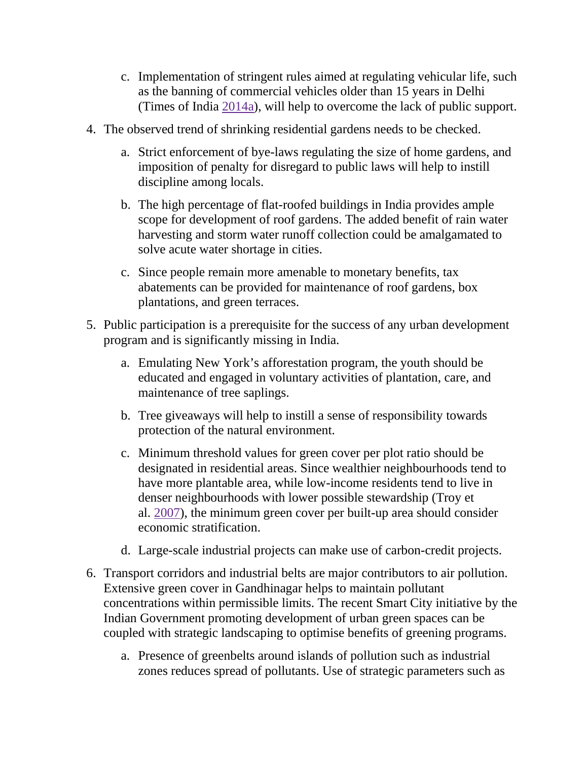c. Implementation of stringent rules aimed at regulating vehicular life, such as the banning of commercial vehicles older than 15 years in Delhi (Times of India 2014a), will help to overcome the lack of public support.

4. The observed trend of shrinking residential gardens needs to be checked.

   a. Strict enforcement of bye-laws regulating the size of home gardens, and imposition of penalty for disregard to public laws will help to instill discipline among locals.

   b. The high percentage of flat-roofed buildings in India provides ample scope for development of roof gardens. The added benefit of rain water harvesting and storm water runoff collection could be amalgamated to solve acute water shortage in cities.

   c. Since people remain more amenable to monetary benefits, tax abatements can be provided for maintenance of roof gardens, box plantations, and green terraces.

5. Public participation is a prerequisite for the success of any urban development program and is significantly missing in India.

   a. Emulating New York's afforestation program, the youth should be educated and engaged in voluntary activities of plantation, care, and maintenance of tree saplings.

   b. Tree giveaways will help to instill a sense of responsibility towards protection of the natural environment.

   c. Minimum threshold values for green cover per plot ratio should be designated in residential areas. Since wealthier neighbourhoods tend to have more plantable area, while low-income residents tend to live in denser neighbourhoods with lower possible stewardship (Troy et al. 2007), the minimum green cover per built-up area should consider economic stratification.

   d. Large-scale industrial projects can make use of carbon-credit projects.

6. Transport corridors and industrial belts are major contributors to air pollution. Extensive green cover in Gandhinagar helps to maintain pollutant concentrations within permissible limits. The recent Smart City initiative by the Indian Government promoting development of urban green spaces can be coupled with strategic landscaping to optimise benefits of greening programs.

   a. Presence of greenbelts around islands of pollution such as industrial zones reduces spread of pollutants. Use of strategic parameters such as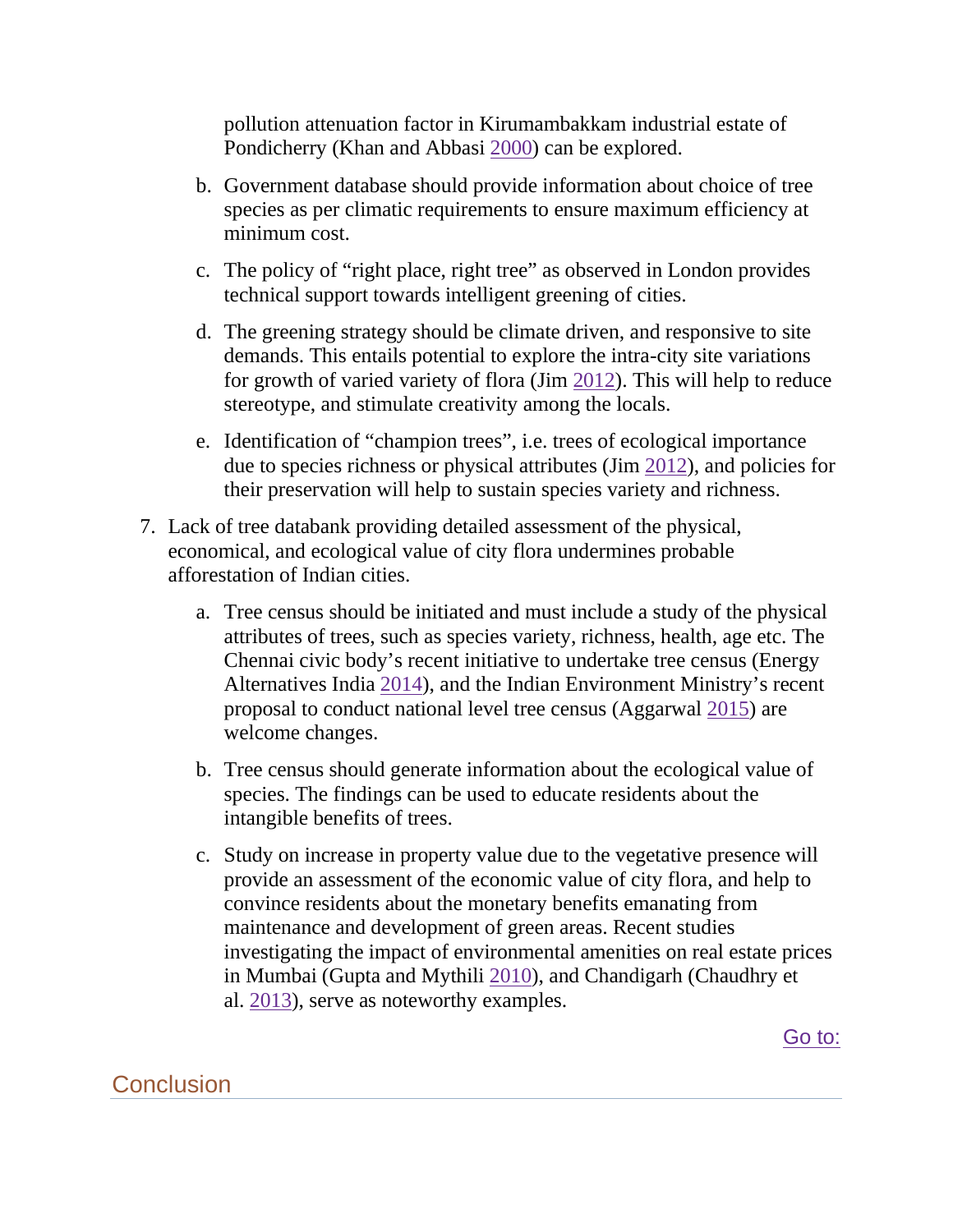pollution attenuation factor in Kirumambakkam industrial estate of Pondicherry (Khan and Abbasi 2000) can be explored.

b. Government database should provide information about choice of tree species as per climatic requirements to ensure maximum efficiency at minimum cost.

c. The policy of “right place, right tree” as observed in London provides technical support towards intelligent greening of cities.

d. The greening strategy should be climate driven, and responsive to site demands. This entails potential to explore the intra-city site variations for growth of varied variety of flora (Jim 2012). This will help to reduce stereotype, and stimulate creativity among the locals.

e. Identification of “champion trees”, i.e. trees of ecological importance due to species richness or physical attributes (Jim 2012), and policies for their preservation will help to sustain species variety and richness.

7. Lack of tree databank providing detailed assessment of the physical, economical, and ecological value of city flora undermines probable afforestation of Indian cities.

    a. Tree census should be initiated and must include a study of the physical attributes of trees, such as species variety, richness, health, age etc. The Chennai civic body’s recent initiative to undertake tree census (Energy Alternatives India 2014), and the Indian Environment Ministry’s recent proposal to conduct national level tree census (Aggarwal 2015) are welcome changes.

    b. Tree census should generate information about the ecological value of species. The findings can be used to educate residents about the intangible benefits of trees.

    c. Study on increase in property value due to the vegetative presence will provide an assessment of the economic value of city flora, and help to convince residents about the monetary benefits emanating from maintenance and development of green areas. Recent studies investigating the impact of environmental amenities on real estate prices in Mumbai (Gupta and Mythili 2010), and Chandigarh (Chaudhry et al. 2013), serve as noteworthy examples.

## Conclusion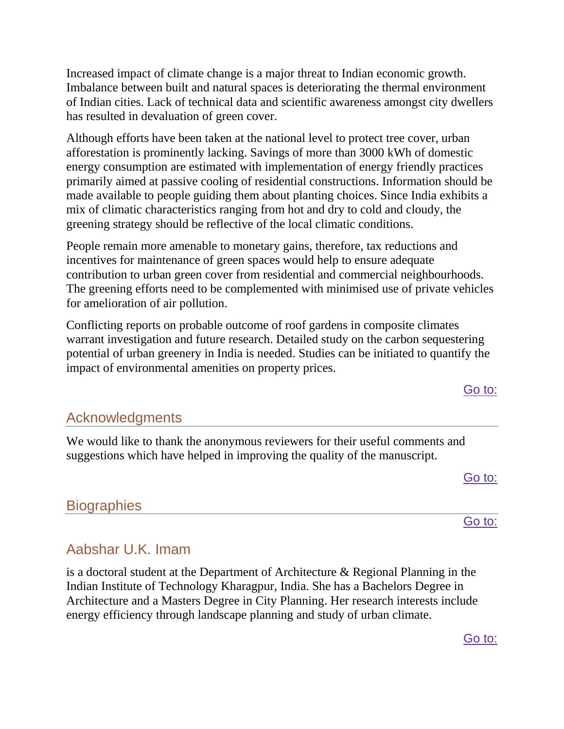Increased impact of climate change is a major threat to Indian economic growth. Imbalance between built and natural spaces is deteriorating the thermal environment of Indian cities. Lack of technical data and scientific awareness amongst city dwellers has resulted in devaluation of green cover.

Although efforts have been taken at the national level to protect tree cover, urban afforestation is prominently lacking. Savings of more than 3000 kWh of domestic energy consumption are estimated with implementation of energy friendly practices primarily aimed at passive cooling of residential constructions. Information should be made available to people guiding them about planting choices. Since India exhibits a mix of climatic characteristics ranging from hot and dry to cold and cloudy, the greening strategy should be reflective of the local climatic conditions.

People remain more amenable to monetary gains, therefore, tax reductions and incentives for maintenance of green spaces would help to ensure adequate contribution to urban green cover from residential and commercial neighbourhoods. The greening efforts need to be complemented with minimised use of private vehicles for amelioration of air pollution.

Conflicting reports on probable outcome of roof gardens in composite climates warrant investigation and future research. Detailed study on the carbon sequestering potential of urban greenery in India is needed. Studies can be initiated to quantify the impact of environmental amenities on property prices.

## Acknowledgments

We would like to thank the anonymous reviewers for their useful comments and suggestions which have helped in improving the quality of the manuscript.

## Biographies

### Aabshar U.K. Imam

is a doctoral student at the Department of Architecture & Regional Planning in the Indian Institute of Technology Kharagpur, India. She has a Bachelors Degree in Architecture and a Masters Degree in City Planning. Her research interests include energy efficiency through landscape planning and study of urban climate.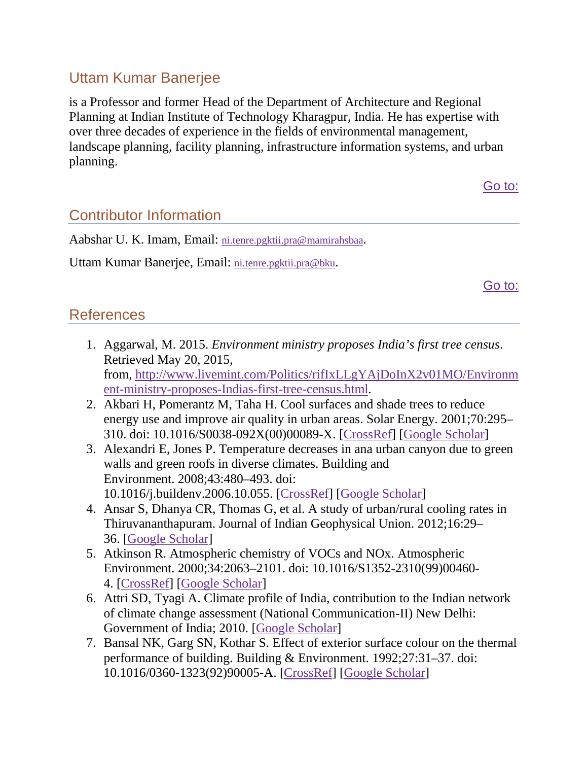## Uttam Kumar Banerjee

is a Professor and former Head of the Department of Architecture and Regional Planning at Indian Institute of Technology Kharagpur, India. He has expertise with over three decades of experience in the fields of environmental management, landscape planning, facility planning, infrastructure information systems, and urban planning.

Go to:

## Contributor Information

Aabshar U. K. Imam, Email: ni.tenre.pgktii.pra@mamirahsbaa.

Uttam Kumar Banerjee, Email: ni.tenre.pgktii.pra@bku.

Go to:

## References

1. Aggarwal, M. 2015. *Environment ministry proposes India's first tree census*. Retrieved May 20, 2015, from, http://www.livemint.com/Politics/rifIxLLgYAjDoInX2v01MO/Environment-ministry-proposes-Indias-first-tree-census.html.
2. Akbari H, Pomerantz M, Taha H. Cool surfaces and shade trees to reduce energy use and improve air quality in urban areas. Solar Energy. 2001;70:295–310. doi: 10.1016/S0038-092X(00)00089-X. [CrossRef] [Google Scholar]
3. Alexandri E, Jones P. Temperature decreases in ana urban canyon due to green walls and green roofs in diverse climates. Building and Environment. 2008;43:480–493. doi: 10.1016/j.buildenv.2006.10.055. [CrossRef] [Google Scholar]
4. Ansar S, Dhanya CR, Thomas G, et al. A study of urban/rural cooling rates in Thiruvananthapuram. Journal of Indian Geophysical Union. 2012;16:29–36. [Google Scholar]
5. Atkinson R. Atmospheric chemistry of VOCs and NOx. Atmospheric Environment. 2000;34:2063–2101. doi: 10.1016/S1352-2310(99)00460-4. [CrossRef] [Google Scholar]
6. Attri SD, Tyagi A. Climate profile of India, contribution to the Indian network of climate change assessment (National Communication-II) New Delhi: Government of India; 2010. [Google Scholar]
7. Bansal NK, Garg SN, Kothar S. Effect of exterior surface colour on the thermal performance of building. Building & Environment. 1992;27:31–37. doi: 10.1016/0360-1323(92)90005-A. [CrossRef] [Google Scholar]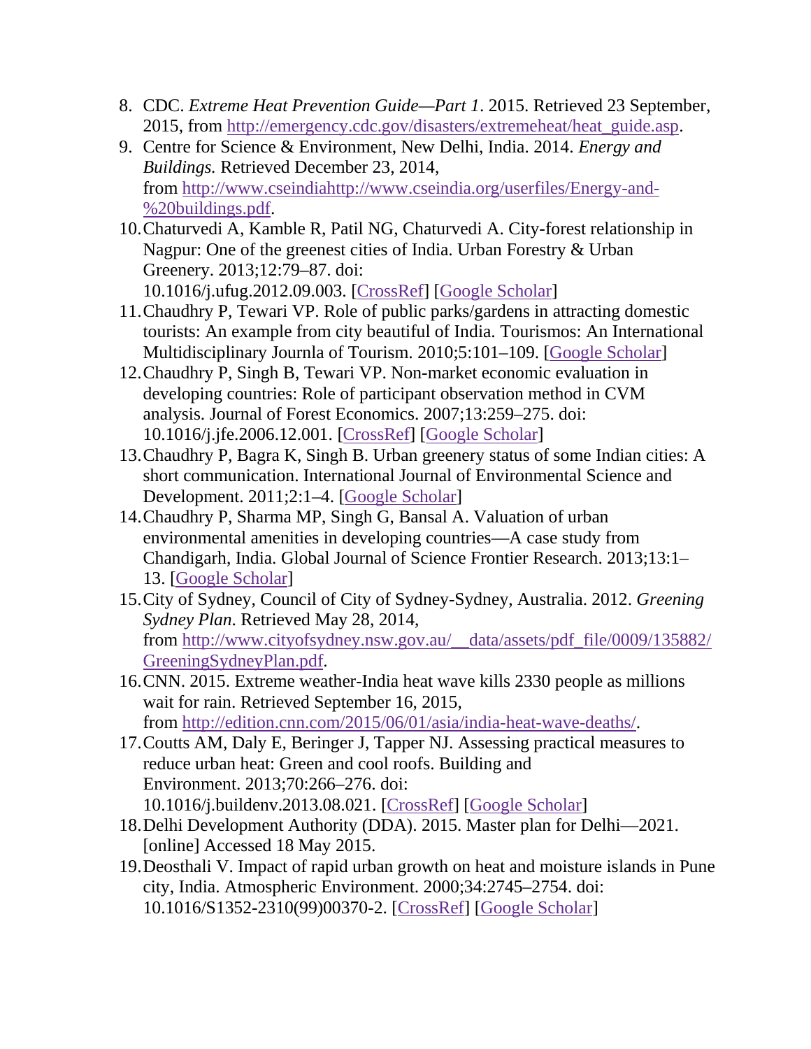8. CDC. *Extreme Heat Prevention Guide—Part 1*. 2015. Retrieved 23 September, 2015, from [http://emergency.cdc.gov/disasters/extremeheat/heat_guide.asp](http://emergency.cdc.gov/disasters/extremeheat/heat_guide.asp).
9. Centre for Science & Environment, New Delhi, India. 2014. *Energy and Buildings.* Retrieved December 23, 2014, from [http://www.cseindiahttp://www.cseindia.org/userfiles/Energy-and-%20buildings.pdf](http://www.cseindiahttp://www.cseindia.org/userfiles/Energy-and-%20buildings.pdf).
10. Chaturvedi A, Kamble R, Patil NG, Chaturvedi A. City-forest relationship in Nagpur: One of the greenest cities of India. Urban Forestry & Urban Greenery. 2013;12:79–87. doi: 10.1016/j.ufug.2012.09.003. [CrossRef] [Google Scholar]
11. Chaudhry P, Tewari VP. Role of public parks/gardens in attracting domestic tourists: An example from city beautiful of India. Tourismos: An International Multidisciplinary Journla of Tourism. 2010;5:101–109. [Google Scholar]
12. Chaudhry P, Singh B, Tewari VP. Non-market economic evaluation in developing countries: Role of participant observation method in CVM analysis. Journal of Forest Economics. 2007;13:259–275. doi: 10.1016/j.jfe.2006.12.001. [CrossRef] [Google Scholar]
13. Chaudhry P, Bagra K, Singh B. Urban greenery status of some Indian cities: A short communication. International Journal of Environmental Science and Development. 2011;2:1–4. [Google Scholar]
14. Chaudhry P, Sharma MP, Singh G, Bansal A. Valuation of urban environmental amenities in developing countries—A case study from Chandigarh, India. Global Journal of Science Frontier Research. 2013;13:1–13. [Google Scholar]
15. City of Sydney, Council of City of Sydney-Sydney, Australia. 2012. *Greening Sydney Plan*. Retrieved May 28, 2014, from [http://www.cityofsydney.nsw.gov.au/__data/assets/pdf_file/0009/135882/GreeningSydneyPlan.pdf](http://www.cityofsydney.nsw.gov.au/__data/assets/pdf_file/0009/135882/GreeningSydneyPlan.pdf).
16. CNN. 2015. Extreme weather-India heat wave kills 2330 people as millions wait for rain. Retrieved September 16, 2015, from [http://edition.cnn.com/2015/06/01/asia/india-heat-wave-deaths/](http://edition.cnn.com/2015/06/01/asia/india-heat-wave-deaths/).
17. Coutts AM, Daly E, Beringer J, Tapper NJ. Assessing practical measures to reduce urban heat: Green and cool roofs. Building and Environment. 2013;70:266–276. doi: 10.1016/j.buildenv.2013.08.021. [CrossRef] [Google Scholar]
18. Delhi Development Authority (DDA). 2015. Master plan for Delhi—2021. [online] Accessed 18 May 2015.
19. Deosthali V. Impact of rapid urban growth on heat and moisture islands in Pune city, India. Atmospheric Environment. 2000;34:2745–2754. doi: 10.1016/S1352-2310(99)00370-2. [CrossRef] [Google Scholar]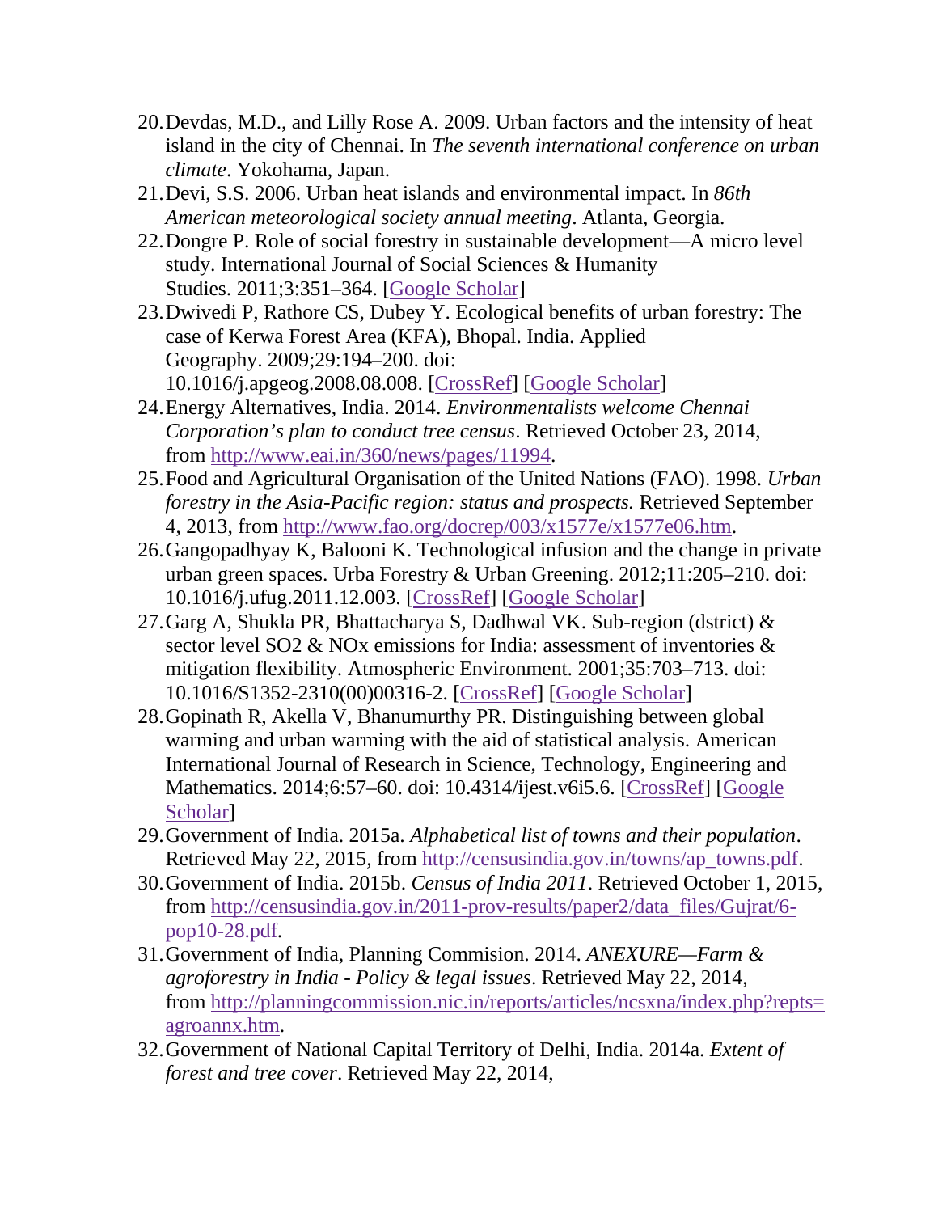20. Devdas, M.D., and Lilly Rose A. 2009. Urban factors and the intensity of heat island in the city of Chennai. In *The seventh international conference on urban climate*. Yokohama, Japan.
21. Devi, S.S. 2006. Urban heat islands and environmental impact. In *86th American meteorological society annual meeting*. Atlanta, Georgia.
22. Dongre P. Role of social forestry in sustainable development—A micro level study. International Journal of Social Sciences & Humanity Studies. 2011;3:351–364. [Google Scholar]
23. Dwivedi P, Rathore CS, Dubey Y. Ecological benefits of urban forestry: The case of Kerwa Forest Area (KFA), Bhopal. India. Applied Geography. 2009;29:194–200. doi: 10.1016/j.apgeog.2008.08.008. [CrossRef] [Google Scholar]
24. Energy Alternatives, India. 2014. *Environmentalists welcome Chennai Corporation's plan to conduct tree census*. Retrieved October 23, 2014, from http://www.eai.in/360/news/pages/11994.
25. Food and Agricultural Organisation of the United Nations (FAO). 1998. *Urban forestry in the Asia-Pacific region: status and prospects.* Retrieved September 4, 2013, from http://www.fao.org/docrep/003/x1577e/x1577e06.htm.
26. Gangopadhyay K, Balooni K. Technological infusion and the change in private urban green spaces. Urba Forestry & Urban Greening. 2012;11:205–210. doi: 10.1016/j.ufug.2011.12.003. [CrossRef] [Google Scholar]
27. Garg A, Shukla PR, Bhattacharya S, Dadhwal VK. Sub-region (dstrict) & sector level SO2 & NOx emissions for India: assessment of inventories & mitigation flexibility. Atmospheric Environment. 2001;35:703–713. doi: 10.1016/S1352-2310(00)00316-2. [CrossRef] [Google Scholar]
28. Gopinath R, Akella V, Bhanumurthy PR. Distinguishing between global warming and urban warming with the aid of statistical analysis. American International Journal of Research in Science, Technology, Engineering and Mathematics. 2014;6:57–60. doi: 10.4314/ijest.v6i5.6. [CrossRef] [Google Scholar]
29. Government of India. 2015a. *Alphabetical list of towns and their population*. Retrieved May 22, 2015, from http://censusindia.gov.in/towns/ap_towns.pdf.
30. Government of India. 2015b. *Census of India 2011*. Retrieved October 1, 2015, from http://censusindia.gov.in/2011-prov-results/paper2/data_files/Gujrat/6-pop10-28.pdf.
31. Government of India, Planning Commision. 2014. *ANEXURE—Farm & agroforestry in India - Policy & legal issues*. Retrieved May 22, 2014, from http://planningcommission.nic.in/reports/articles/ncsxna/index.php?repts=agroannx.htm.
32. Government of National Capital Territory of Delhi, India. 2014a. *Extent of forest and tree cover*. Retrieved May 22, 2014,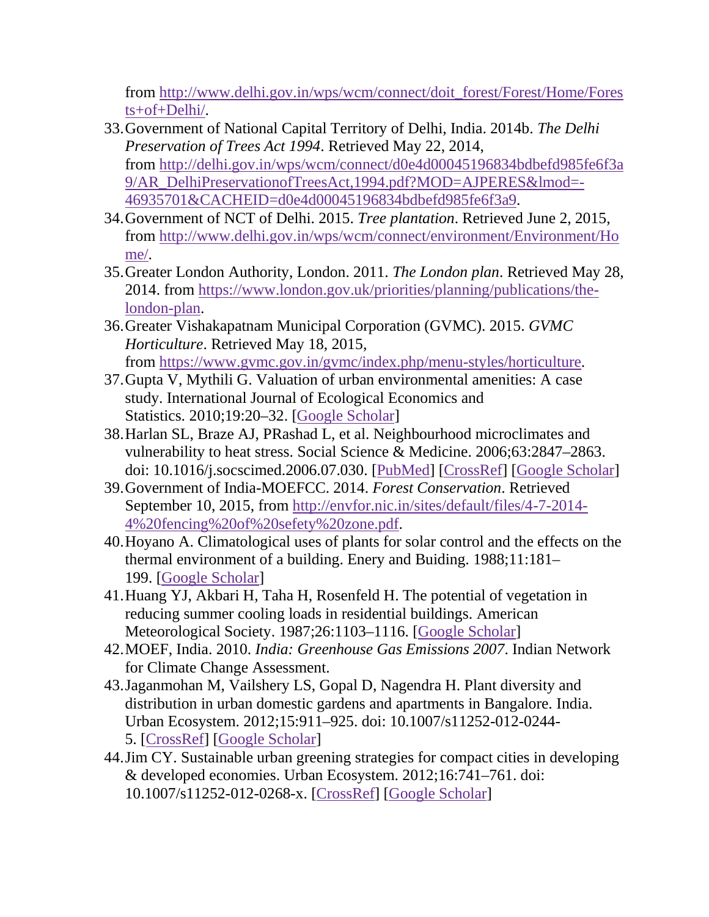from http://www.delhi.gov.in/wps/wcm/connect/doit_forest/Forest/Home/Forests+of+Delhi/.

33. Government of National Capital Territory of Delhi, India. 2014b. *The Delhi Preservation of Trees Act 1994*. Retrieved May 22, 2014, from http://delhi.gov.in/wps/wcm/connect/d0e4d00045196834bdbefd985fe6f3a9/AR_DelhiPreservationofTreesAct,1994.pdf?MOD=AJPERES&lmod=-46935701&CACHEID=d0e4d00045196834bdbefd985fe6f3a9.
34. Government of NCT of Delhi. 2015. *Tree plantation*. Retrieved June 2, 2015, from http://www.delhi.gov.in/wps/wcm/connect/environment/Environment/Home/.
35. Greater London Authority, London. 2011. *The London plan*. Retrieved May 28, 2014. from https://www.london.gov.uk/priorities/planning/publications/the-london-plan.
36. Greater Vishakapatnam Municipal Corporation (GVMC). 2015. *GVMC Horticulture*. Retrieved May 18, 2015, from https://www.gvmc.gov.in/gvmc/index.php/menu-styles/horticulture.
37. Gupta V, Mythili G. Valuation of urban environmental amenities: A case study. International Journal of Ecological Economics and Statistics. 2010;19:20–32. [Google Scholar]
38. Harlan SL, Braze AJ, PRashad L, et al. Neighbourhood microclimates and vulnerability to heat stress. Social Science & Medicine. 2006;63:2847–2863. doi: 10.1016/j.socscimed.2006.07.030. [PubMed] [CrossRef] [Google Scholar]
39. Government of India-MOEFCC. 2014. *Forest Conservation*. Retrieved September 10, 2015, from http://envfor.nic.in/sites/default/files/4-7-2014-4%20fencing%20of%20sefety%20zone.pdf.
40. Hoyano A. Climatological uses of plants for solar control and the effects on the thermal environment of a building. Enery and Buiding. 1988;11:181–199. [Google Scholar]
41. Huang YJ, Akbari H, Taha H, Rosenfeld H. The potential of vegetation in reducing summer cooling loads in residential buildings. American Meteorological Society. 1987;26:1103–1116. [Google Scholar]
42. MOEF, India. 2010. *India: Greenhouse Gas Emissions 2007*. Indian Network for Climate Change Assessment.
43. Jaganmohan M, Vailshery LS, Gopal D, Nagendra H. Plant diversity and distribution in urban domestic gardens and apartments in Bangalore. India. Urban Ecosystem. 2012;15:911–925. doi: 10.1007/s11252-012-0244-5. [CrossRef] [Google Scholar]
44. Jim CY. Sustainable urban greening strategies for compact cities in developing & developed economies. Urban Ecosystem. 2012;16:741–761. doi: 10.1007/s11252-012-0268-x. [CrossRef] [Google Scholar]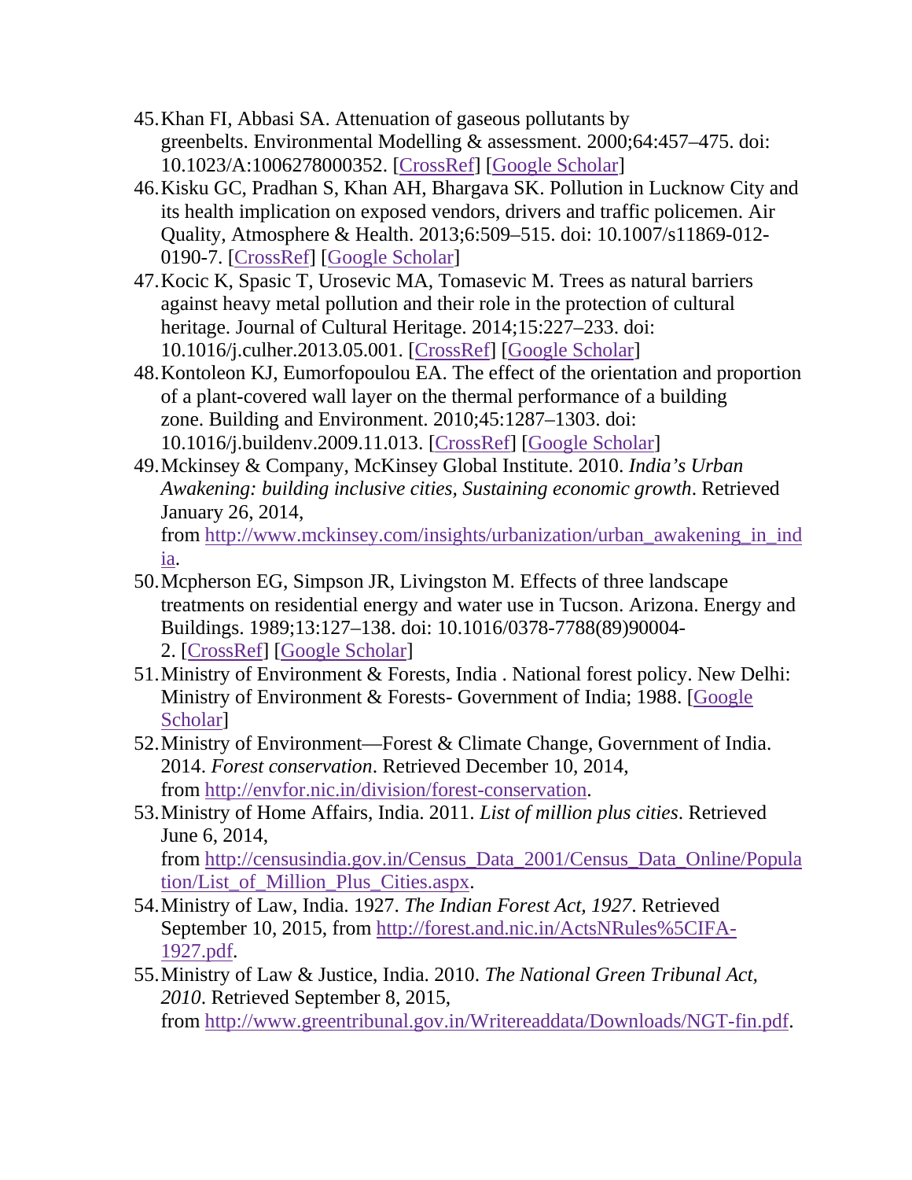45. Khan FI, Abbasi SA. Attenuation of gaseous pollutants by greenbelts. Environmental Modelling & assessment. 2000;64:457–475. doi: 10.1023/A:1006278000352. [CrossRef] [Google Scholar]
46. Kisku GC, Pradhan S, Khan AH, Bhargava SK. Pollution in Lucknow City and its health implication on exposed vendors, drivers and traffic policemen. Air Quality, Atmosphere & Health. 2013;6:509–515. doi: 10.1007/s11869-012-0190-7. [CrossRef] [Google Scholar]
47. Kocic K, Spasic T, Urosevic MA, Tomasevic M. Trees as natural barriers against heavy metal pollution and their role in the protection of cultural heritage. Journal of Cultural Heritage. 2014;15:227–233. doi: 10.1016/j.culher.2013.05.001. [CrossRef] [Google Scholar]
48. Kontoleon KJ, Eumorfopoulou EA. The effect of the orientation and proportion of a plant-covered wall layer on the thermal performance of a building zone. Building and Environment. 2010;45:1287–1303. doi: 10.1016/j.buildenv.2009.11.013. [CrossRef] [Google Scholar]
49. Mckinsey & Company, McKinsey Global Institute. 2010. *India's Urban Awakening: building inclusive cities, Sustaining economic growth*. Retrieved January 26, 2014, from http://www.mckinsey.com/insights/urbanization/urban_awakening_in_india.
50. Mcpherson EG, Simpson JR, Livingston M. Effects of three landscape treatments on residential energy and water use in Tucson. Arizona. Energy and Buildings. 1989;13:127–138. doi: 10.1016/0378-7788(89)90004-2. [CrossRef] [Google Scholar]
51. Ministry of Environment & Forests, India . National forest policy. New Delhi: Ministry of Environment & Forests- Government of India; 1988. [Google Scholar]
52. Ministry of Environment—Forest & Climate Change, Government of India. 2014. *Forest conservation*. Retrieved December 10, 2014, from http://envfor.nic.in/division/forest-conservation.
53. Ministry of Home Affairs, India. 2011. *List of million plus cities*. Retrieved June 6, 2014, from http://censusindia.gov.in/Census_Data_2001/Census_Data_Online/Population/List_of_Million_Plus_Cities.aspx.
54. Ministry of Law, India. 1927. *The Indian Forest Act, 1927*. Retrieved September 10, 2015, from http://forest.and.nic.in/ActsNRules%5CIFA-1927.pdf.
55. Ministry of Law & Justice, India. 2010. *The National Green Tribunal Act, 2010*. Retrieved September 8, 2015, from http://www.greentribunal.gov.in/Writereaddata/Downloads/NGT-fin.pdf.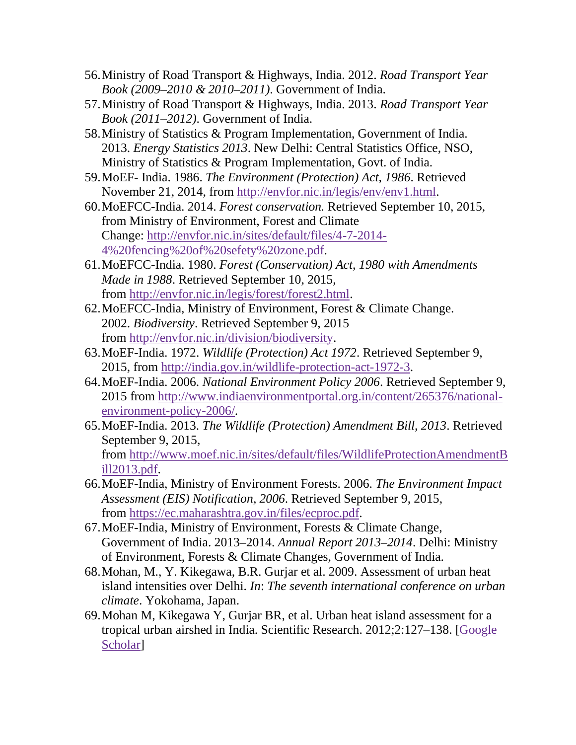56. Ministry of Road Transport & Highways, India. 2012. *Road Transport Year Book (2009–2010 & 2010–2011)*. Government of India.
57. Ministry of Road Transport & Highways, India. 2013. *Road Transport Year Book (2011–2012)*. Government of India.
58. Ministry of Statistics & Program Implementation, Government of India. 2013. *Energy Statistics 2013*. New Delhi: Central Statistics Office, NSO, Ministry of Statistics & Program Implementation, Govt. of India.
59. MoEF- India. 1986. *The Environment (Protection) Act, 1986*. Retrieved November 21, 2014, from http://envfor.nic.in/legis/env/env1.html.
60. MoEFCC-India. 2014. *Forest conservation.* Retrieved September 10, 2015, from Ministry of Environment, Forest and Climate Change: http://envfor.nic.in/sites/default/files/4-7-2014-4%20fencing%20of%20sefety%20zone.pdf.
61. MoEFCC-India. 1980. *Forest (Conservation) Act, 1980 with Amendments Made in 1988*. Retrieved September 10, 2015, from http://envfor.nic.in/legis/forest/forest2.html.
62. MoEFCC-India, Ministry of Environment, Forest & Climate Change. 2002. *Biodiversity*. Retrieved September 9, 2015 from http://envfor.nic.in/division/biodiversity.
63. MoEF-India. 1972. *Wildlife (Protection) Act 1972*. Retrieved September 9, 2015, from http://india.gov.in/wildlife-protection-act-1972-3.
64. MoEF-India. 2006. *National Environment Policy 2006*. Retrieved September 9, 2015 from http://www.indiaenvironmentportal.org.in/content/265376/national-environment-policy-2006/.
65. MoEF-India. 2013. *The Wildlife (Protection) Amendment Bill, 2013*. Retrieved September 9, 2015, from http://www.moef.nic.in/sites/default/files/WildlifeProtectionAmendmentBill2013.pdf.
66. MoEF-India, Ministry of Environment Forests. 2006. *The Environment Impact Assessment (EIS) Notification, 2006*. Retrieved September 9, 2015, from https://ec.maharashtra.gov.in/files/ecproc.pdf.
67. MoEF-India, Ministry of Environment, Forests & Climate Change, Government of India. 2013–2014. *Annual Report 2013–2014*. Delhi: Ministry of Environment, Forests & Climate Changes, Government of India.
68. Mohan, M., Y. Kikegawa, B.R. Gurjar et al. 2009. Assessment of urban heat island intensities over Delhi. *In*: *The seventh international conference on urban climate*. Yokohama, Japan.
69. Mohan M, Kikegawa Y, Gurjar BR, et al. Urban heat island assessment for a tropical urban airshed in India. Scientific Research. 2012;2:127–138. [Google Scholar]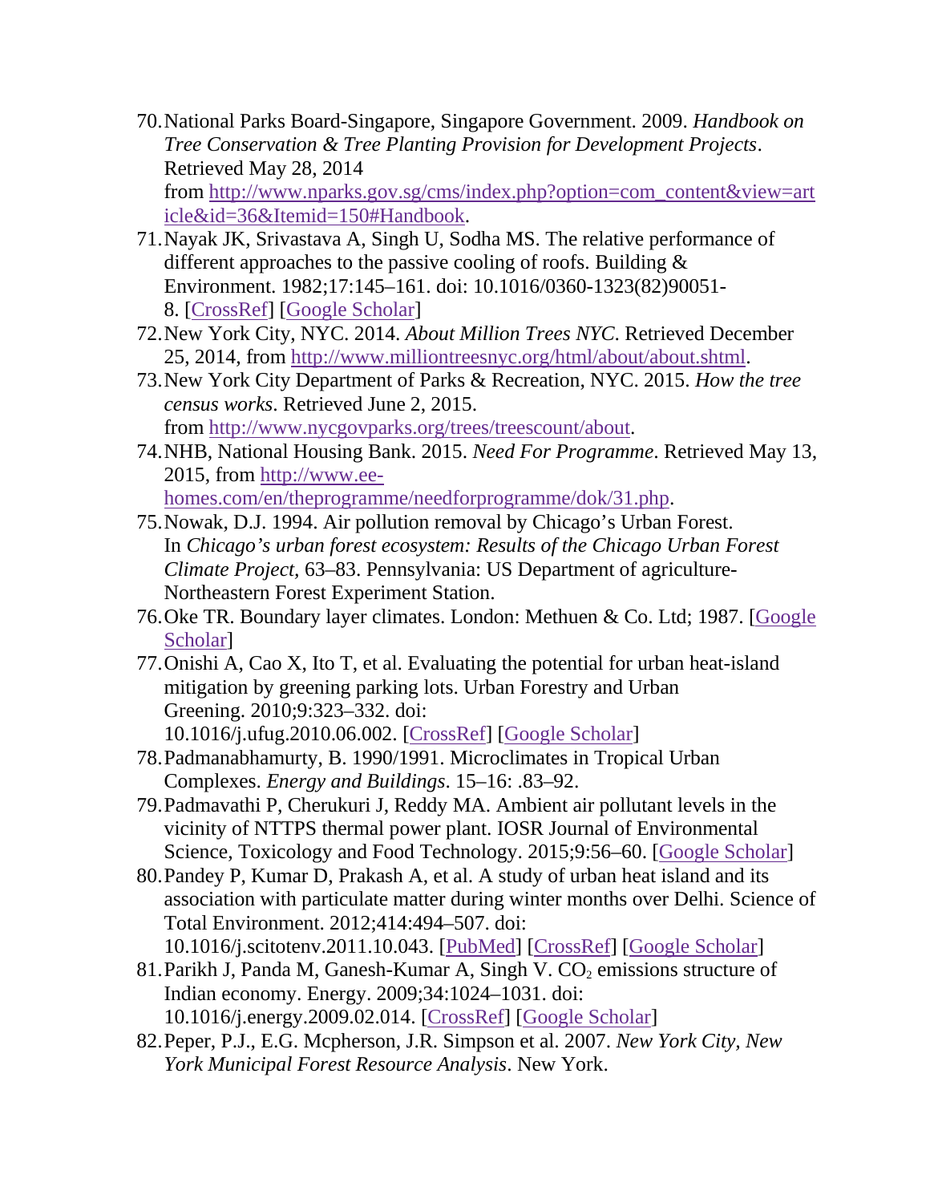70. National Parks Board-Singapore, Singapore Government. 2009. *Handbook on Tree Conservation & Tree Planting Provision for Development Projects*. Retrieved May 28, 2014 from http://www.nparks.gov.sg/cms/index.php?option=com_content&view=article&id=36&Itemid=150#Handbook.
71. Nayak JK, Srivastava A, Singh U, Sodha MS. The relative performance of different approaches to the passive cooling of roofs. Building & Environment. 1982;17:145–161. doi: 10.1016/0360-1323(82)90051-8. [CrossRef] [Google Scholar]
72. New York City, NYC. 2014. *About Million Trees NYC*. Retrieved December 25, 2014, from http://www.milliontreesnyc.org/html/about/about.shtml.
73. New York City Department of Parks & Recreation, NYC. 2015. *How the tree census works*. Retrieved June 2, 2015. from http://www.nycgovparks.org/trees/treescount/about.
74. NHB, National Housing Bank. 2015. *Need For Programme*. Retrieved May 13, 2015, from http://www.ee-homes.com/en/theprogramme/needforprogramme/dok/31.php.
75. Nowak, D.J. 1994. Air pollution removal by Chicago's Urban Forest. In *Chicago's urban forest ecosystem: Results of the Chicago Urban Forest Climate Project*, 63–83. Pennsylvania: US Department of agriculture-Northeastern Forest Experiment Station.
76. Oke TR. Boundary layer climates. London: Methuen & Co. Ltd; 1987. [Google Scholar]
77. Onishi A, Cao X, Ito T, et al. Evaluating the potential for urban heat-island mitigation by greening parking lots. Urban Forestry and Urban Greening. 2010;9:323–332. doi: 10.1016/j.ufug.2010.06.002. [CrossRef] [Google Scholar]
78. Padmanabhamurty, B. 1990/1991. Microclimates in Tropical Urban Complexes. *Energy and Buildings*. 15–16: .83–92.
79. Padmavathi P, Cherukuri J, Reddy MA. Ambient air pollutant levels in the vicinity of NTTPS thermal power plant. IOSR Journal of Environmental Science, Toxicology and Food Technology. 2015;9:56–60. [Google Scholar]
80. Pandey P, Kumar D, Prakash A, et al. A study of urban heat island and its association with particulate matter during winter months over Delhi. Science of Total Environment. 2012;414:494–507. doi: 10.1016/j.scitotenv.2011.10.043. [PubMed] [CrossRef] [Google Scholar]
81. Parikh J, Panda M, Ganesh-Kumar A, Singh V. $CO_2$ emissions structure of Indian economy. Energy. 2009;34:1024–1031. doi: 10.1016/j.energy.2009.02.014. [CrossRef] [Google Scholar]
82. Peper, P.J., E.G. Mcpherson, J.R. Simpson et al. 2007. *New York City, New York Municipal Forest Resource Analysis*. New York.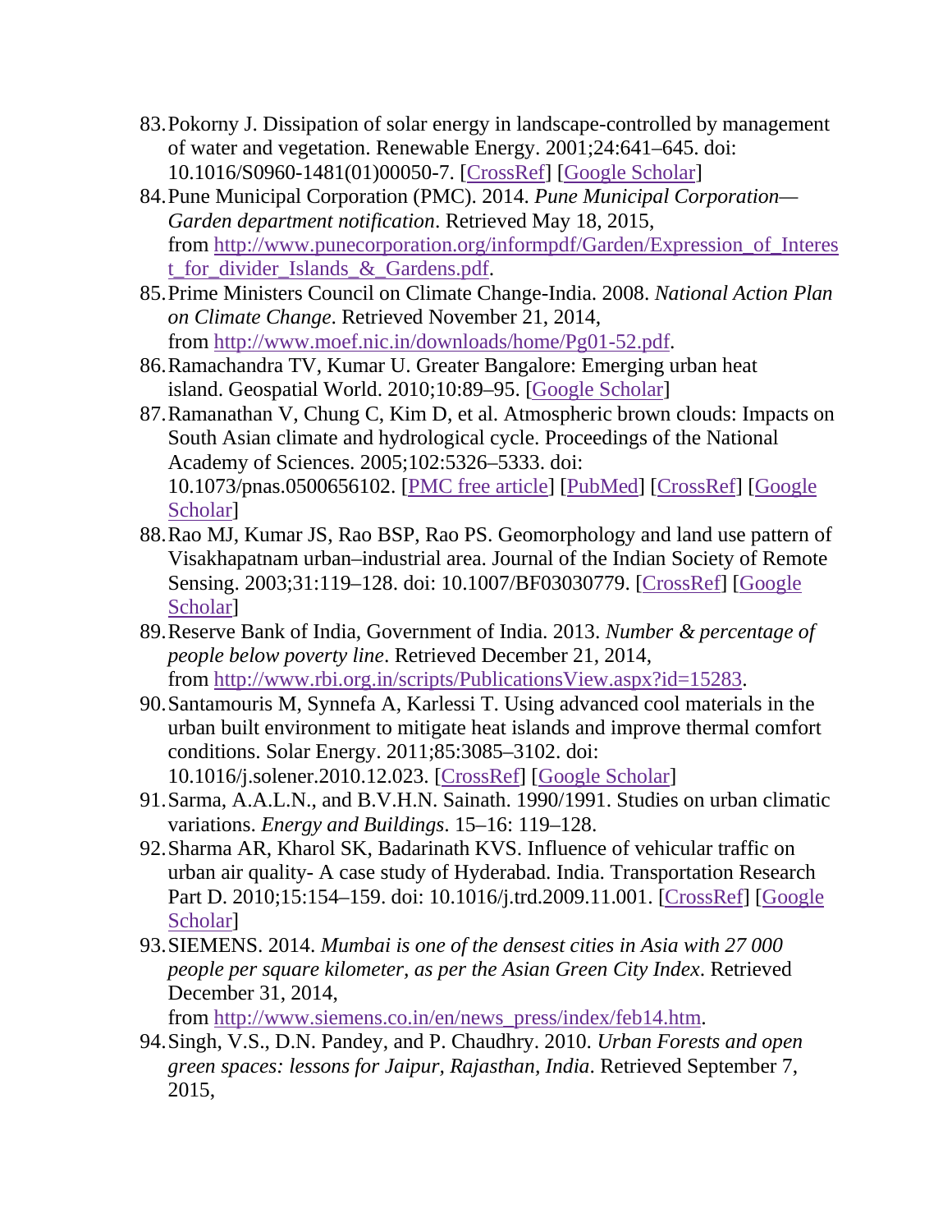83. Pokorny J. Dissipation of solar energy in landscape-controlled by management of water and vegetation. Renewable Energy. 2001;24:641–645. doi: 10.1016/S0960-1481(01)00050-7. [CrossRef] [Google Scholar]
84. Pune Municipal Corporation (PMC). 2014. *Pune Municipal Corporation—Garden department notification*. Retrieved May 18, 2015, from http://www.punecorporation.org/informpdf/Garden/Expression_of_Interest_for_divider_Islands_&_Gardens.pdf.
85. Prime Ministers Council on Climate Change-India. 2008. *National Action Plan on Climate Change*. Retrieved November 21, 2014, from http://www.moef.nic.in/downloads/home/Pg01-52.pdf.
86. Ramachandra TV, Kumar U. Greater Bangalore: Emerging urban heat island. Geospatial World. 2010;10:89–95. [Google Scholar]
87. Ramanathan V, Chung C, Kim D, et al. Atmospheric brown clouds: Impacts on South Asian climate and hydrological cycle. Proceedings of the National Academy of Sciences. 2005;102:5326–5333. doi: 10.1073/pnas.0500656102. [PMC free article] [PubMed] [CrossRef] [Google Scholar]
88. Rao MJ, Kumar JS, Rao BSP, Rao PS. Geomorphology and land use pattern of Visakhapatnam urban–industrial area. Journal of the Indian Society of Remote Sensing. 2003;31:119–128. doi: 10.1007/BF03030779. [CrossRef] [Google Scholar]
89. Reserve Bank of India, Government of India. 2013. *Number & percentage of people below poverty line*. Retrieved December 21, 2014, from http://www.rbi.org.in/scripts/PublicationsView.aspx?id=15283.
90. Santamouris M, Synnefa A, Karlessi T. Using advanced cool materials in the urban built environment to mitigate heat islands and improve thermal comfort conditions. Solar Energy. 2011;85:3085–3102. doi: 10.1016/j.solener.2010.12.023. [CrossRef] [Google Scholar]
91. Sarma, A.A.L.N., and B.V.H.N. Sainath. 1990/1991. Studies on urban climatic variations. *Energy and Buildings*. 15–16: 119–128.
92. Sharma AR, Kharol SK, Badarinath KVS. Influence of vehicular traffic on urban air quality- A case study of Hyderabad. India. Transportation Research Part D. 2010;15:154–159. doi: 10.1016/j.trd.2009.11.001. [CrossRef] [Google Scholar]
93. SIEMENS. 2014. *Mumbai is one of the densest cities in Asia with 27 000 people per square kilometer, as per the Asian Green City Index*. Retrieved December 31, 2014, from http://www.siemens.co.in/en/news_press/index/feb14.htm.
94. Singh, V.S., D.N. Pandey, and P. Chaudhry. 2010. *Urban Forests and open green spaces: lessons for Jaipur, Rajasthan, India*. Retrieved September 7, 2015,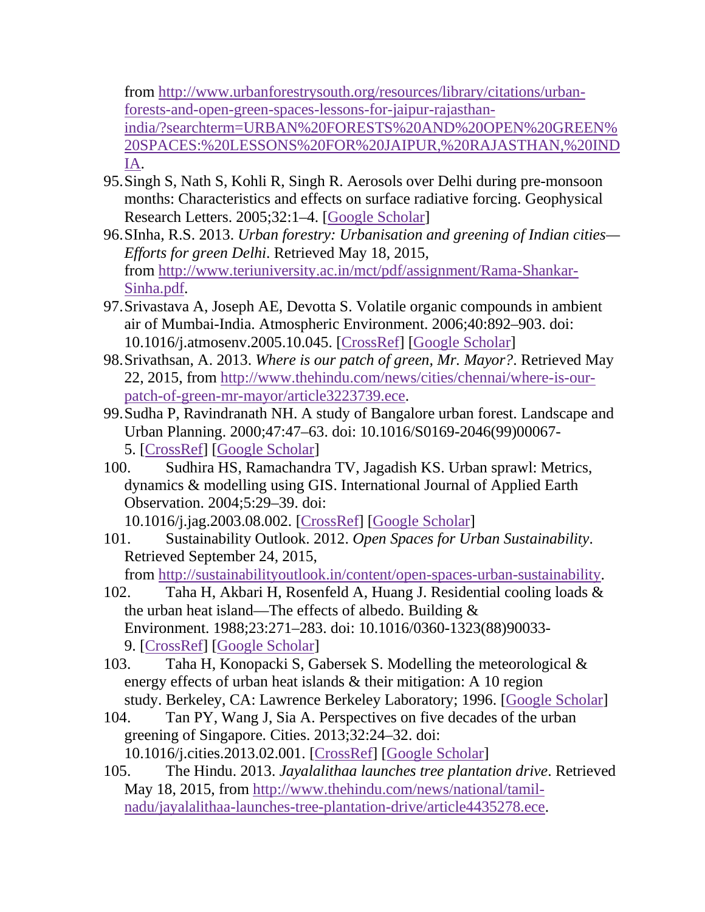from http://www.urbanforestrysouth.org/resources/library/citations/urban-forests-and-open-green-spaces-lessons-for-jaipur-rajasthan-india/?searchterm=URBAN%20FORESTS%20AND%20OPEN%20GREEN%20SPACES:%20LESSONS%20FOR%20JAIPUR,%20RAJASTHAN,%20INDIA.

95. Singh S, Nath S, Kohli R, Singh R. Aerosols over Delhi during pre-monsoon months: Characteristics and effects on surface radiative forcing. Geophysical Research Letters. 2005;32:1–4. [Google Scholar]
96. SInha, R.S. 2013. *Urban forestry: Urbanisation and greening of Indian cities—Efforts for green Delhi*. Retrieved May 18, 2015, from http://www.teriuniversity.ac.in/mct/pdf/assignment/Rama-Shankar-Sinha.pdf.
97. Srivastava A, Joseph AE, Devotta S. Volatile organic compounds in ambient air of Mumbai-India. Atmospheric Environment. 2006;40:892–903. doi: 10.1016/j.atmosenv.2005.10.045. [CrossRef] [Google Scholar]
98. Srivathsan, A. 2013. *Where is our patch of green, Mr. Mayor?*. Retrieved May 22, 2015, from http://www.thehindu.com/news/cities/chennai/where-is-our-patch-of-green-mr-mayor/article3223739.ece.
99. Sudha P, Ravindranath NH. A study of Bangalore urban forest. Landscape and Urban Planning. 2000;47:47–63. doi: 10.1016/S0169-2046(99)00067-5. [CrossRef] [Google Scholar]
100. Sudhira HS, Ramachandra TV, Jagadish KS. Urban sprawl: Metrics, dynamics & modelling using GIS. International Journal of Applied Earth Observation. 2004;5:29–39. doi: 10.1016/j.jag.2003.08.002. [CrossRef] [Google Scholar]
101. Sustainability Outlook. 2012. *Open Spaces for Urban Sustainability*. Retrieved September 24, 2015, from http://sustainabilityoutlook.in/content/open-spaces-urban-sustainability.
102. Taha H, Akbari H, Rosenfeld A, Huang J. Residential cooling loads & the urban heat island—The effects of albedo. Building & Environment. 1988;23:271–283. doi: 10.1016/0360-1323(88)90033-9. [CrossRef] [Google Scholar]
103. Taha H, Konopacki S, Gabersek S. Modelling the meteorological & energy effects of urban heat islands & their mitigation: A 10 region study. Berkeley, CA: Lawrence Berkeley Laboratory; 1996. [Google Scholar]
104. Tan PY, Wang J, Sia A. Perspectives on five decades of the urban greening of Singapore. Cities. 2013;32:24–32. doi: 10.1016/j.cities.2013.02.001. [CrossRef] [Google Scholar]
105. The Hindu. 2013. *Jayalalithaa launches tree plantation drive*. Retrieved May 18, 2015, from http://www.thehindu.com/news/national/tamil-nadu/jayalalithaa-launches-tree-plantation-drive/article4435278.ece.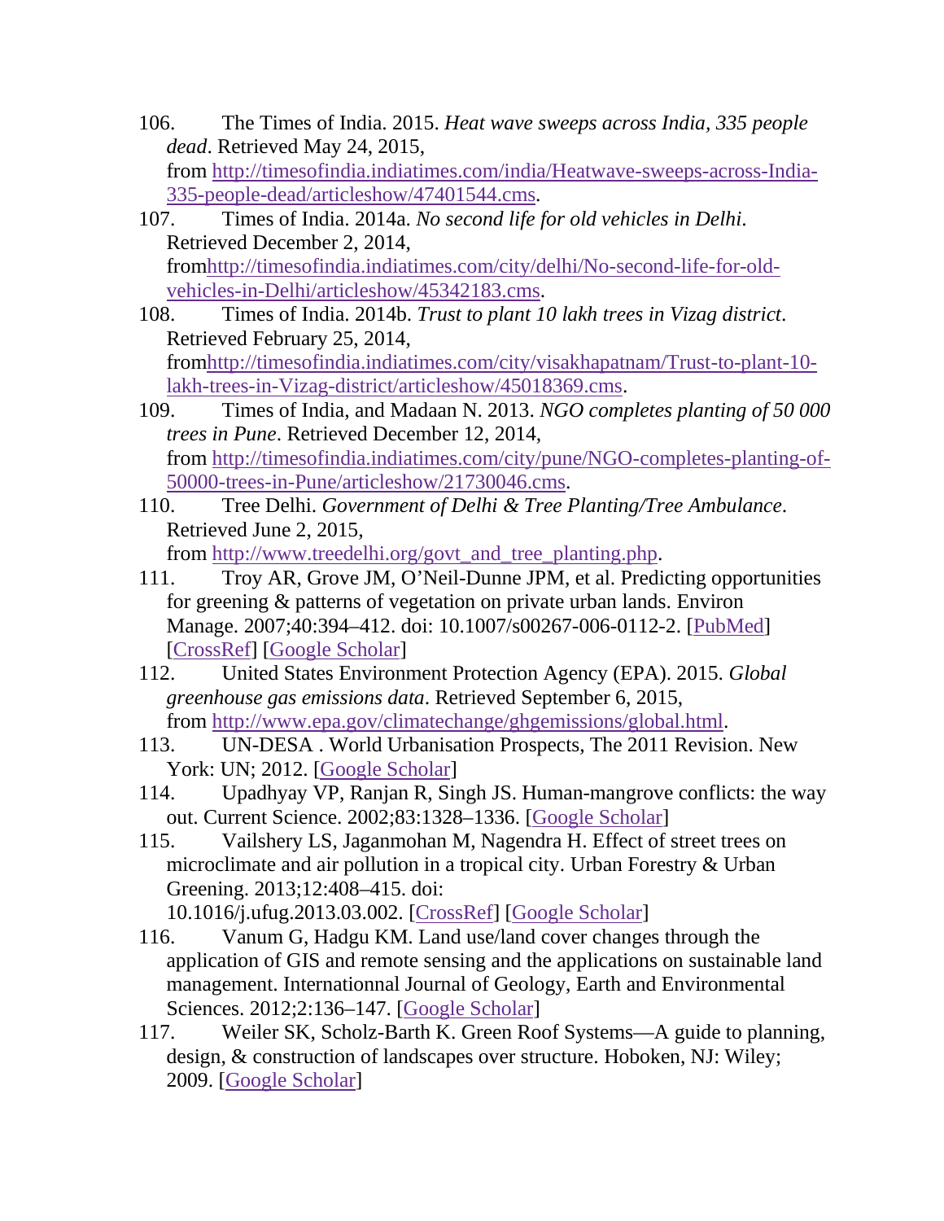106. The Times of India. 2015. *Heat wave sweeps across India, 335 people dead*. Retrieved May 24, 2015, from http://timesofindia.indiatimes.com/india/Heatwave-sweeps-across-India-335-people-dead/articleshow/47401544.cms.

107. Times of India. 2014a. *No second life for old vehicles in Delhi*. Retrieved December 2, 2014, fromhttp://timesofindia.indiatimes.com/city/delhi/No-second-life-for-old-vehicles-in-Delhi/articleshow/45342183.cms.

108. Times of India. 2014b. *Trust to plant 10 lakh trees in Vizag district*. Retrieved February 25, 2014, fromhttp://timesofindia.indiatimes.com/city/visakhapatnam/Trust-to-plant-10-lakh-trees-in-Vizag-district/articleshow/45018369.cms.

109. Times of India, and Madaan N. 2013. *NGO completes planting of 50 000 trees in Pune*. Retrieved December 12, 2014, from http://timesofindia.indiatimes.com/city/pune/NGO-completes-planting-of-50000-trees-in-Pune/articleshow/21730046.cms.

110. Tree Delhi. *Government of Delhi & Tree Planting/Tree Ambulance*. Retrieved June 2, 2015, from http://www.treedelhi.org/govt_and_tree_planting.php.

111. Troy AR, Grove JM, O'Neil-Dunne JPM, et al. Predicting opportunities for greening & patterns of vegetation on private urban lands. Environ Manage. 2007;40:394–412. doi: 10.1007/s00267-006-0112-2. [PubMed] [CrossRef] [Google Scholar]

112. United States Environment Protection Agency (EPA). 2015. *Global greenhouse gas emissions data*. Retrieved September 6, 2015, from http://www.epa.gov/climatechange/ghgemissions/global.html.

113. UN-DESA . World Urbanisation Prospects, The 2011 Revision. New York: UN; 2012. [Google Scholar]

114. Upadhyay VP, Ranjan R, Singh JS. Human-mangrove conflicts: the way out. Current Science. 2002;83:1328–1336. [Google Scholar]

115. Vailshery LS, Jaganmohan M, Nagendra H. Effect of street trees on microclimate and air pollution in a tropical city. Urban Forestry & Urban Greening. 2013;12:408–415. doi: 10.1016/j.ufug.2013.03.002. [CrossRef] [Google Scholar]

116. Vanum G, Hadgu KM. Land use/land cover changes through the application of GIS and remote sensing and the applications on sustainable land management. Internationnal Journal of Geology, Earth and Environmental Sciences. 2012;2:136–147. [Google Scholar]

117. Weiler SK, Scholz-Barth K. Green Roof Systems—A guide to planning, design, & construction of landscapes over structure. Hoboken, NJ: Wiley; 2009. [Google Scholar]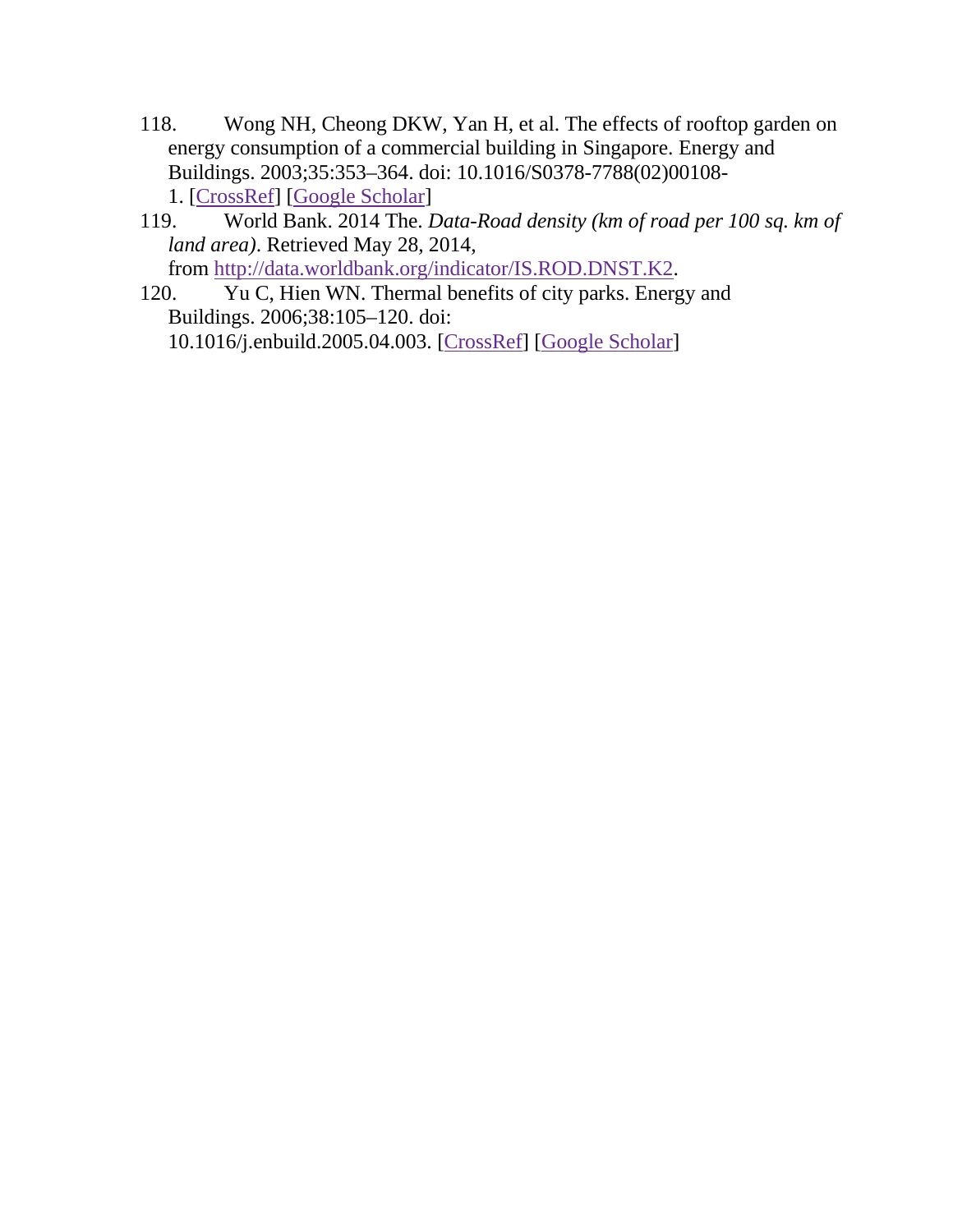118. Wong NH, Cheong DKW, Yan H, et al. The effects of rooftop garden on energy consumption of a commercial building in Singapore. Energy and Buildings. 2003;35:353–364. doi: 10.1016/S0378-7788(02)00108-1. [CrossRef] [Google Scholar]

119. World Bank. 2014 The. *Data-Road density (km of road per 100 sq. km of land area)*. Retrieved May 28, 2014, from http://data.worldbank.org/indicator/IS.ROD.DNST.K2.

120. Yu C, Hien WN. Thermal benefits of city parks. Energy and Buildings. 2006;38:105–120. doi: 10.1016/j.enbuild.2005.04.003. [CrossRef] [Google Scholar]